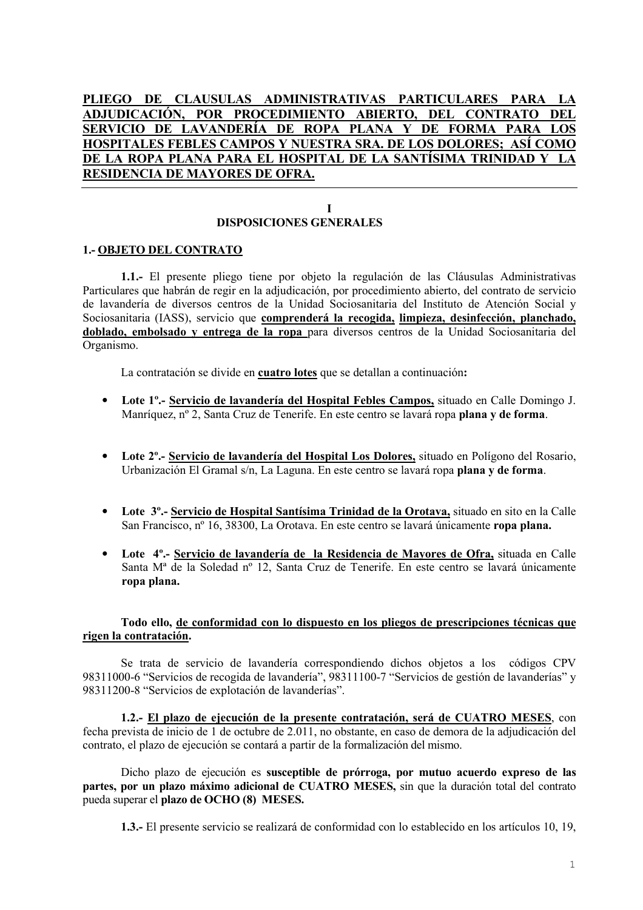# PLIEGO DE CLAUSULAS ADMINISTRATIVAS PARTICULARES PARA LA ADJUDICACIÓN, POR PROCEDIMIENTO ABIERTO, DEL CONTRATO DEL SERVICIO DE LAVANDERÍA DE ROPA PLANA Y DE FORMA PARA LOS HOSPITALES FEBLES CAMPOS Y NUESTRA SRA. DE LOS DOLORES; ASÍ COMO DE LA ROPA PLANA PARA EL HOSPITAL DE LA SANTÍSIMA TRINIDAD Y LA RESIDENCIA DE MAYORES DE OFRA.

## I
## DISPOSICIONES GENERALES

### 1.- OBJETO DEL CONTRATO

**1.1.-** El presente pliego tiene por objeto la regulación de las Cláusulas Administrativas Particulares que habrán de regir en la adjudicación, por procedimiento abierto, del contrato de servicio de lavandería de diversos centros de la Unidad Sociosanitaria del Instituto de Atención Social y Sociosanitaria (IASS), servicio que **comprenderá la recogida, limpieza, desinfección, planchado, doblado, embolsado y entrega de la ropa** para diversos centros de la Unidad Sociosanitaria del Organismo.

La contratación se divide en **cuatro lotes** que se detallan a continuación**:**

- **Lote 1º.- Servicio de lavandería del Hospital Febles Campos,** situado en Calle Domingo J. Manríquez, nº 2, Santa Cruz de Tenerife. En este centro se lavará ropa **plana y de forma**.
- **Lote 2º.- Servicio de lavandería del Hospital Los Dolores,** situado en Polígono del Rosario, Urbanización El Gramal s/n, La Laguna. En este centro se lavará ropa **plana y de forma**.
- **Lote 3º.- Servicio de Hospital Santísima Trinidad de la Orotava,** situado en sito en la Calle San Francisco, nº 16, 38300, La Orotava. En este centro se lavará únicamente **ropa plana.**
- **Lote 4º.- Servicio de lavandería de la Residencia de Mayores de Ofra,** situada en Calle Santa Mª de la Soledad nº 12, Santa Cruz de Tenerife. En este centro se lavará únicamente **ropa plana.**

**Todo ello, de conformidad con lo dispuesto en los pliegos de prescripciones técnicas que rigen la contratación.**

Se trata de servicio de lavandería correspondiendo dichos objetos a los códigos CPV 98311000-6 "Servicios de recogida de lavandería", 98311100-7 "Servicios de gestión de lavanderías" y 98311200-8 "Servicios de explotación de lavanderías".

**1.2.- El plazo de ejecución de la presente contratación, será de CUATRO MESES**, con fecha prevista de inicio de 1 de octubre de 2.011, no obstante, en caso de demora de la adjudicación del contrato, el plazo de ejecución se contará a partir de la formalización del mismo.

Dicho plazo de ejecución es **susceptible de prórroga, por mutuo acuerdo expreso de las partes, por un plazo máximo adicional de CUATRO MESES,** sin que la duración total del contrato pueda superar el **plazo de OCHO (8) MESES.**

**1.3.-** El presente servicio se realizará de conformidad con lo establecido en los artículos 10, 19,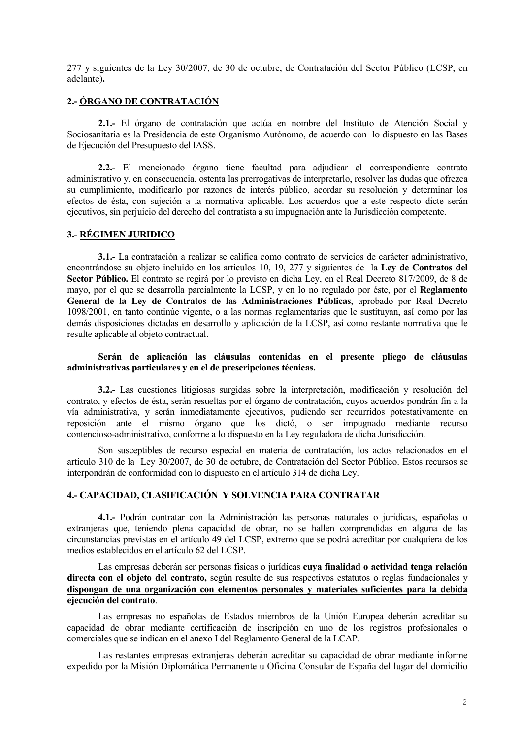277 y siguientes de la Ley 30/2007, de 30 de octubre, de Contratación del Sector Público (LCSP, en adelante)**.**

## 2.- ÓRGANO DE CONTRATACIÓN

**2.1.-** El órgano de contratación que actúa en nombre del Instituto de Atención Social y Sociosanitaria es la Presidencia de este Organismo Autónomo, de acuerdo con lo dispuesto en las Bases de Ejecución del Presupuesto del IASS.

**2.2.-** El mencionado órgano tiene facultad para adjudicar el correspondiente contrato administrativo y, en consecuencia, ostenta las prerrogativas de interpretarlo, resolver las dudas que ofrezca su cumplimiento, modificarlo por razones de interés público, acordar su resolución y determinar los efectos de ésta, con sujeción a la normativa aplicable. Los acuerdos que a este respecto dicte serán ejecutivos, sin perjuicio del derecho del contratista a su impugnación ante la Jurisdicción competente.

## 3.- RÉGIMEN JURIDICO

**3.1.-** La contratación a realizar se califica como contrato de servicios de carácter administrativo, encontrándose su objeto incluido en los artículos 10, 19, 277 y siguientes de la **Ley de Contratos del Sector Público.** El contrato se regirá por lo previsto en dicha Ley, en el Real Decreto 817/2009, de 8 de mayo, por el que se desarrolla parcialmente la LCSP, y en lo no regulado por éste, por el **Reglamento General de la Ley de Contratos de las Administraciones Públicas**, aprobado por Real Decreto 1098/2001, en tanto continúe vigente, o a las normas reglamentarias que le sustituyan, así como por las demás disposiciones dictadas en desarrollo y aplicación de la LCSP, así como restante normativa que le resulte aplicable al objeto contractual.

**Serán de aplicación las cláusulas contenidas en el presente pliego de cláusulas administrativas particulares y en el de prescripciones técnicas.**

**3.2.-** Las cuestiones litigiosas surgidas sobre la interpretación, modificación y resolución del contrato, y efectos de ésta, serán resueltas por el órgano de contratación, cuyos acuerdos pondrán fin a la vía administrativa, y serán inmediatamente ejecutivos, pudiendo ser recurridos potestativamente en reposición ante el mismo órgano que los dictó, o ser impugnado mediante recurso contencioso-administrativo, conforme a lo dispuesto en la Ley reguladora de dicha Jurisdicción.

Son susceptibles de recurso especial en materia de contratación, los actos relacionados en el artículo 310 de la Ley 30/2007, de 30 de octubre, de Contratación del Sector Público. Estos recursos se interpondrán de conformidad con lo dispuesto en el artículo 314 de dicha Ley.

## 4.- CAPACIDAD, CLASIFICACIÓN Y SOLVENCIA PARA CONTRATAR

**4.1.-** Podrán contratar con la Administración las personas naturales o jurídicas, españolas o extranjeras que, teniendo plena capacidad de obrar, no se hallen comprendidas en alguna de las circunstancias previstas en el artículo 49 del LCSP, extremo que se podrá acreditar por cualquiera de los medios establecidos en el artículo 62 del LCSP.

Las empresas deberán ser personas físicas o jurídicas **cuya finalidad o actividad tenga relación directa con el objeto del contrato,** según resulte de sus respectivos estatutos o reglas fundacionales y **dispongan de una organización con elementos personales y materiales suficientes para la debida ejecución del contrato**.

Las empresas no españolas de Estados miembros de la Unión Europea deberán acreditar su capacidad de obrar mediante certificación de inscripción en uno de los registros profesionales o comerciales que se indican en el anexo I del Reglamento General de la LCAP.

Las restantes empresas extranjeras deberán acreditar su capacidad de obrar mediante informe expedido por la Misión Diplomática Permanente u Oficina Consular de España del lugar del domicilio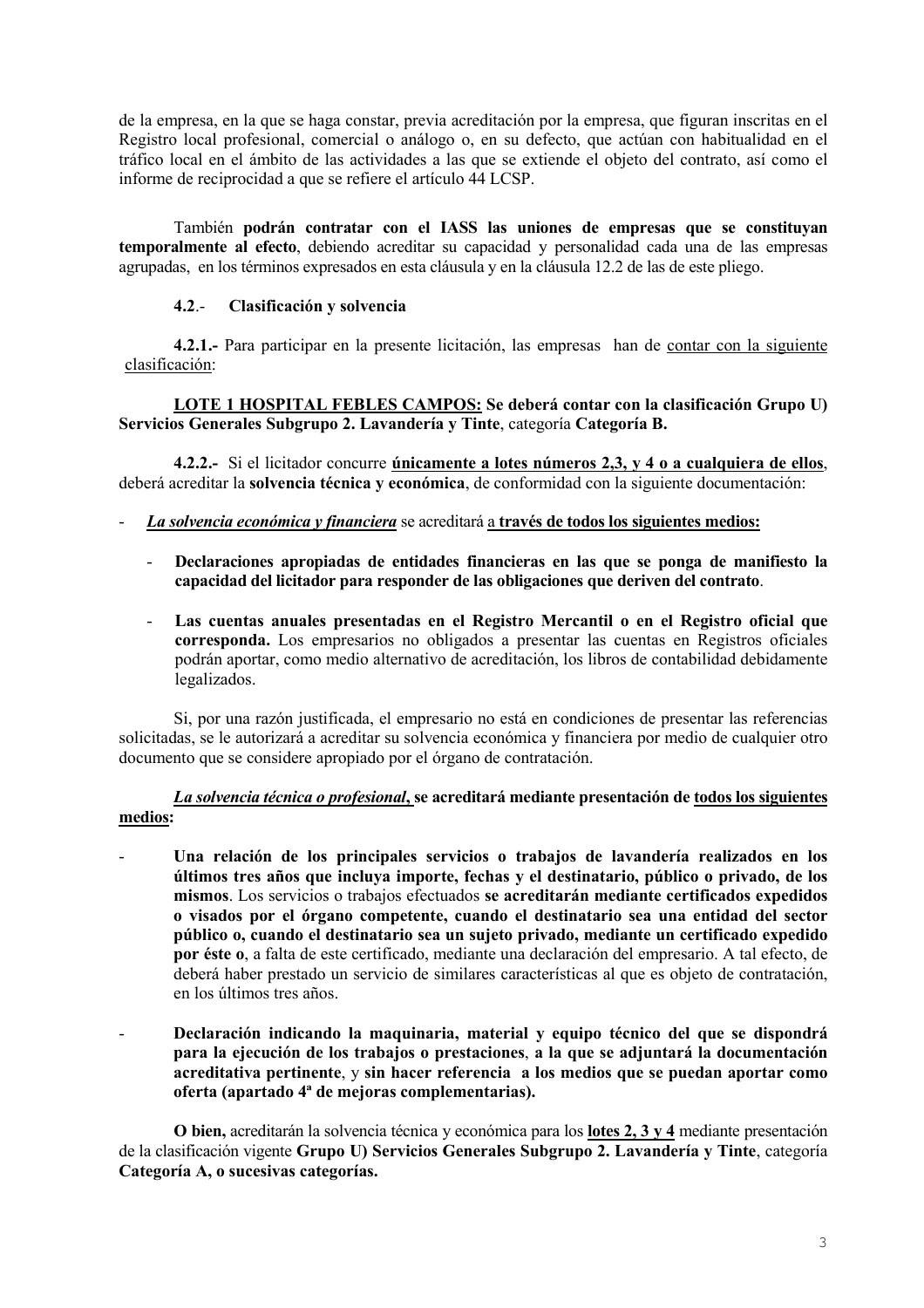de la empresa, en la que se haga constar, previa acreditación por la empresa, que figuran inscritas en el Registro local profesional, comercial o análogo o, en su defecto, que actúan con habitualidad en el tráfico local en el ámbito de las actividades a las que se extiende el objeto del contrato, así como el informe de reciprocidad a que se refiere el artículo 44 LCSP.

También **podrán contratar con el IASS las uniones de empresas que se constituyan temporalmente al efecto**, debiendo acreditar su capacidad y personalidad cada una de las empresas agrupadas, en los términos expresados en esta cláusula y en la cláusula 12.2 de las de este pliego.

**4.2**.- **Clasificación y solvencia**

**4.2.1.-** Para participar en la presente licitación, las empresas han de contar con la siguiente clasificación:

**LOTE 1 HOSPITAL FEBLES CAMPOS: Se deberá contar con la clasificación Grupo U) Servicios Generales Subgrupo 2. Lavandería y Tinte**, categoría **Categoría B.**

**4.2.2.-** Si el licitador concurre **únicamente a lotes números 2,3, y 4 o a cualquiera de ellos**, deberá acreditar la **solvencia técnica y económica**, de conformidad con la siguiente documentación:

- ***La solvencia económica y financiera*** se acreditará **a través de todos los siguientes medios:**

  - **Declaraciones apropiadas de entidades financieras en las que se ponga de manifiesto la capacidad del licitador para responder de las obligaciones que deriven del contrato**.

  - **Las cuentas anuales presentadas en el Registro Mercantil o en el Registro oficial que corresponda.** Los empresarios no obligados a presentar las cuentas en Registros oficiales podrán aportar, como medio alternativo de acreditación, los libros de contabilidad debidamente legalizados.

Si, por una razón justificada, el empresario no está en condiciones de presentar las referencias solicitadas, se le autorizará a acreditar su solvencia económica y financiera por medio de cualquier otro documento que se considere apropiado por el órgano de contratación.

***La solvencia técnica o profesional*, se acreditará mediante presentación de todos los siguientes medios:**

- **Una relación de los principales servicios o trabajos de lavandería realizados en los últimos tres años que incluya importe, fechas y el destinatario, público o privado, de los mismos**. Los servicios o trabajos efectuados **se acreditarán mediante certificados expedidos o visados por el órgano competente, cuando el destinatario sea una entidad del sector público o, cuando el destinatario sea un sujeto privado, mediante un certificado expedido por éste o**, a falta de este certificado, mediante una declaración del empresario. A tal efecto, de deberá haber prestado un servicio de similares características al que es objeto de contratación, en los últimos tres años.

- **Declaración indicando la maquinaria, material y equipo técnico del que se dispondrá para la ejecución de los trabajos o prestaciones**, **a la que se adjuntará la documentación acreditativa pertinente**, y **sin hacer referencia a los medios que se puedan aportar como oferta (apartado 4ª de mejoras complementarias).**

**O bien,** acreditarán la solvencia técnica y económica para los **lotes 2, 3 y 4** mediante presentación de la clasificación vigente **Grupo U) Servicios Generales Subgrupo 2. Lavandería y Tinte**, categoría **Categoría A, o sucesivas categorías.**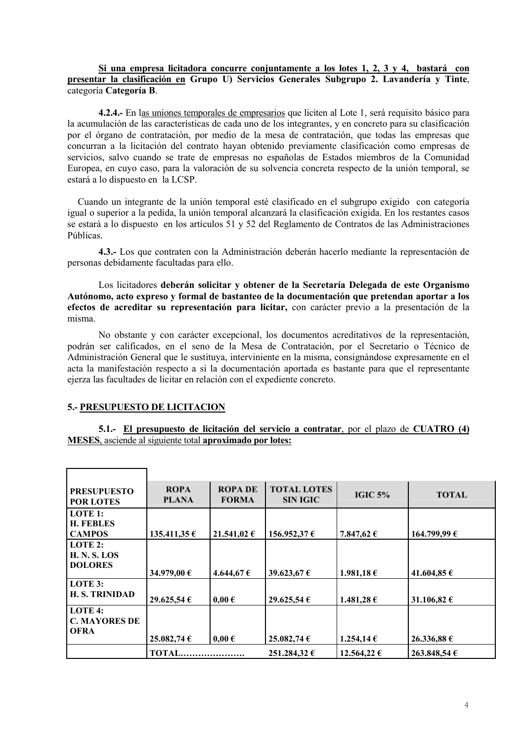**Si una empresa licitadora concurre conjuntamente a los lotes 1, 2, 3 y 4, bastará con presentar la clasificación en Grupo U) Servicios Generales Subgrupo 2. Lavandería y Tinte**, categoría **Categoría B**.

**4.2.4.-** En las uniones temporales de empresarios que liciten al Lote 1, será requisito básico para la acumulación de las características de cada uno de los integrantes, y en concreto para su clasificación por el órgano de contratación, por medio de la mesa de contratación, que todas las empresas que concurran a la licitación del contrato hayan obtenido previamente clasificación como empresas de servicios, salvo cuando se trate de empresas no españolas de Estados miembros de la Comunidad Europea, en cuyo caso, para la valoración de su solvencia concreta respecto de la unión temporal, se estará a lo dispuesto en la LCSP.

Cuando un integrante de la unión temporal esté clasificado en el subgrupo exigido con categoría igual o superior a la pedida, la unión temporal alcanzará la clasificación exigida. En los restantes casos se estará a lo dispuesto en los artículos 51 y 52 del Reglamento de Contratos de las Administraciones Públicas.

**4.3.-** Los que contraten con la Administración deberán hacerlo mediante la representación de personas debidamente facultadas para ello.

Los licitadores **deberán solicitar y obtener de la Secretaría Delegada de este Organismo Autónomo, acto expreso y formal de bastanteo de la documentación que pretendan aportar a los efectos de acreditar su representación para licitar,** con carácter previo a la presentación de la misma.

No obstante y con carácter excepcional, los documentos acreditativos de la representación, podrán ser calificados, en el seno de la Mesa de Contratación, por el Secretario o Técnico de Administración General que le sustituya, interviniente en la misma, consignándose expresamente en el acta la manifestación respecto a si la documentación aportada es bastante para que el representante ejerza las facultades de licitar en relación con el expediente concreto.

## 5.- PRESUPUESTO DE LICITACION

**5.1.- El presupuesto de licitación del servicio a contratar**, por el plazo de **CUATRO (4) MESES**, asciende al siguiente total **aproximado por lotes:**

| PRESUPUESTO POR LOTES | ROPA PLANA | ROPA DE FORMA | TOTAL LOTES SIN IGIC | IGIC 5% | TOTAL |
|---|---|---|---|---|---|
| **LOTE 1: H. FEBLES CAMPOS** | **135.411,35 €** | **21.541,02 €** | **156.952,37 €** | **7.847,62 €** | **164.799,99 €** |
| **LOTE 2: H. N. S. LOS DOLORES** | **34.979,00 €** | **4.644,67 €** | **39.623,67 €** | **1.981,18 €** | **41.604,85 €** |
| **LOTE 3: H. S. TRINIDAD** | **29.625,54 €** | **0,00 €** | **29.625,54 €** | **1.481,28 €** | **31.106,82 €** |
| **LOTE 4: C. MAYORES DE OFRA** | **25.082,74 €** | **0,00 €** | **25.082,74 €** | **1.254,14 €** | **26.336,88 €** |
| | **TOTAL………………….** | | **251.284,32 €** | **12.564,22 €** | **263.848,54 €** |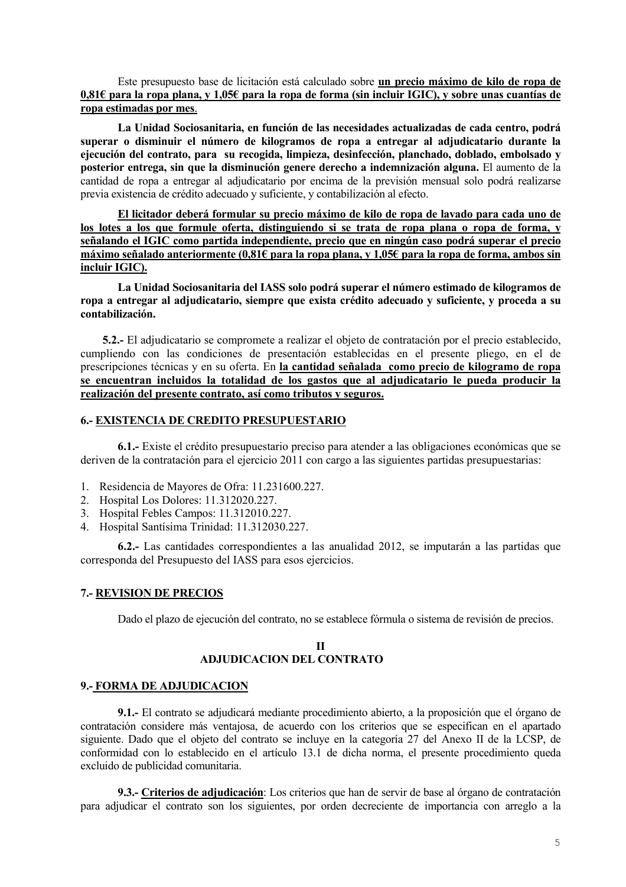Este presupuesto base de licitación está calculado sobre **un precio máximo de kilo de ropa de 0,81€ para la ropa plana, y 1,05€ para la ropa de forma (sin incluir IGIC), y sobre unas cuantías de ropa estimadas por mes**.

**La Unidad Sociosanitaria, en función de las necesidades actualizadas de cada centro, podrá superar o disminuir el número de kilogramos de ropa a entregar al adjudicatario durante la ejecución del contrato, para su recogida, limpieza, desinfección, planchado, doblado, embolsado y posterior entrega, sin que la disminución genere derecho a indemnización alguna.** El aumento de la cantidad de ropa a entregar al adjudicatario por encima de la previsión mensual solo podrá realizarse previa existencia de crédito adecuado y suficiente, y contabilización al efecto.

**El licitador deberá formular su precio máximo de kilo de ropa de lavado para cada uno de los lotes a los que formule oferta, distinguiendo si se trata de ropa plana o ropa de forma, y señalando el IGIC como partida independiente, precio que en ningún caso podrá superar el precio máximo señalado anteriormente (0,81€ para la ropa plana, y 1,05€ para la ropa de forma, ambos sin incluir IGIC).**

**La Unidad Sociosanitaria del IASS solo podrá superar el número estimado de kilogramos de ropa a entregar al adjudicatario, siempre que exista crédito adecuado y suficiente, y proceda a su contabilización.**

**5.2.-** El adjudicatario se compromete a realizar el objeto de contratación por el precio establecido, cumpliendo con las condiciones de presentación establecidas en el presente pliego, en el de prescripciones técnicas y en su oferta. En **la cantidad señalada como precio de kilogramo de ropa se encuentran incluidos la totalidad de los gastos que al adjudicatario le pueda producir la realización del presente contrato, así como tributos y seguros.**

## 6.- EXISTENCIA DE CREDITO PRESUPUESTARIO

**6.1.-** Existe el crédito presupuestario preciso para atender a las obligaciones económicas que se deriven de la contratación para el ejercicio 2011 con cargo a las siguientes partidas presupuestarias:

1. Residencia de Mayores de Ofra: 11.231600.227.
2. Hospital Los Dolores: 11.312020.227.
3. Hospital Febles Campos: 11.312010.227.
4. Hospital Santísima Trinidad: 11.312030.227.

**6.2.-** Las cantidades correspondientes a las anualidad 2012, se imputarán a las partidas que corresponda del Presupuesto del IASS para esos ejercicios.

## 7.- REVISION DE PRECIOS

Dado el plazo de ejecución del contrato, no se establece fórmula o sistema de revisión de precios.

# II
# ADJUDICACION DEL CONTRATO

## 9.- FORMA DE ADJUDICACION

**9.1.-** El contrato se adjudicará mediante procedimiento abierto, a la proposición que el órgano de contratación considere más ventajosa, de acuerdo con los criterios que se especifican en el apartado siguiente. Dado que el objeto del contrato se incluye en la categoría 27 del Anexo II de la LCSP, de conformidad con lo establecido en el artículo 13.1 de dicha norma, el presente procedimiento queda excluido de publicidad comunitaria.

**9.3.- Criterios de adjudicación**: Los criterios que han de servir de base al órgano de contratación para adjudicar el contrato son los siguientes, por orden decreciente de importancia con arreglo a la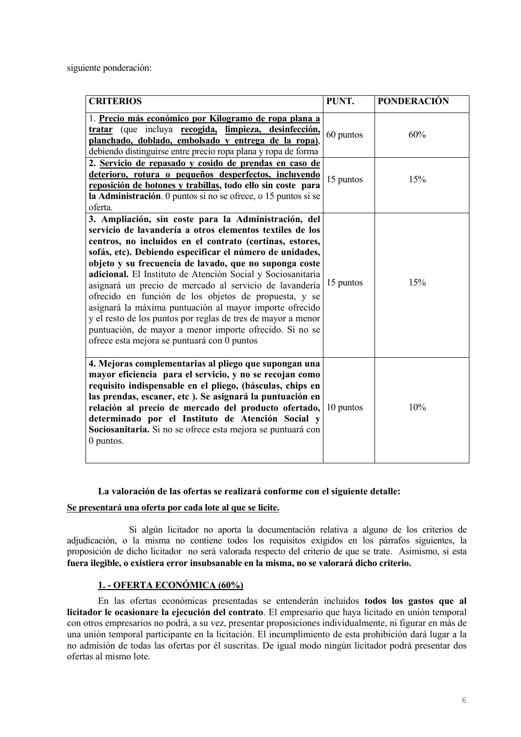siguiente ponderación:

| CRITERIOS | PUNT. | PONDERACIÓN |
|---|---|---|
| 1. **Precio más económico por Kilogramo de ropa plana a tratar** (que incluya **recogida, limpieza, desinfección, planchado, doblado, embolsado y entrega de la ropa**), debiendo distinguirse entre precio ropa plana y ropa de forma | 60 puntos | 60% |
| 2. **Servicio de repasado y cosido de prendas en caso de deterioro, rotura o pequeños desperfectos, incluyendo reposición de botones y trabillas, todo ello sin coste para la Administración**. 0 puntos si no se ofrece, o 15 puntos si se oferta. | 15 puntos | 15% |
| 3. **Ampliación, sin coste para la Administración, del servicio de lavandería a otros elementos textiles de los centros, no incluidos en el contrato (cortinas, estores, sofás, etc). Debiendo especificar el número de unidades, objeto y su frecuencia de lavado, que no suponga coste adicional.** El Instituto de Atención Social y Sociosanitaria asignará un precio de mercado al servicio de lavandería ofrecido en función de los objetos de propuesta, y se asignará la máxima puntuación al mayor importe ofrecido y el resto de los puntos por reglas de tres de mayor a menor puntuación, de mayor a menor importe ofrecido. Si no se ofrece esta mejora se puntuará con 0 puntos | 15 puntos | 15% |
| 4. **Mejoras complementarias al pliego que supongan una mayor eficiencia para el servicio, y no se recojan como requisito indispensable en el pliego, (básculas, chips en las prendas, escaner, etc ). Se asignará la puntuación en relación al precio de mercado del producto ofertado, determinado por el Instituto de Atención Social y Sociosanitaria.** Si no se ofrece esta mejora se puntuará con 0 puntos. | 10 puntos | 10% |

**La valoración de las ofertas se realizará conforme con el siguiente detalle:**

**Se presentará una oferta por cada lote al que se licite.**

Si algún licitador no aporta la documentación relativa a alguno de los criterios de adjudicación, o la misma no contiene todos los requisitos exigidos en los párrafos siguientes, la proposición de dicho licitador no será valorada respecto del criterio de que se trate. Asimismo, si esta **fuera ilegible, o existiera error insubsanable en la misma, no se valorará dicho criterio.**

**1. - OFERTA ECONÓMICA (60%)**

En las ofertas económicas presentadas se entenderán incluidos **todos los gastos que al licitador le ocasionare la ejecución del contrato**. El empresario que haya licitado en unión temporal con otros empresarios no podrá, a su vez, presentar proposiciones individualmente, ni figurar en más de una unión temporal participante en la licitación. El incumplimiento de esta prohibición dará lugar a la no admisión de todas las ofertas por él suscritas. De igual modo ningún licitador podrá presentar dos ofertas al mismo lote.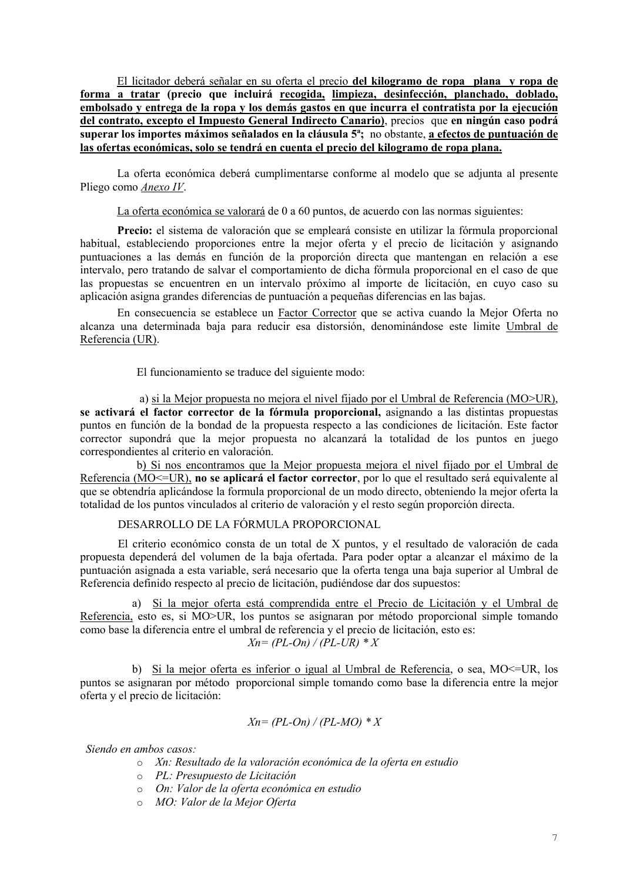El licitador deberá señalar en su oferta el precio **del kilogramo de ropa plana y ropa de forma a tratar (precio que incluirá recogida, limpieza, desinfección, planchado, doblado, embolsado y entrega de la ropa y los demás gastos en que incurra el contratista por la ejecución del contrato, excepto el Impuesto General Indirecto Canario)**, precios que **en ningún caso podrá superar los importes máximos señalados en la cláusula 5ª;** no obstante, **a efectos de puntuación de las ofertas económicas, solo se tendrá en cuenta el precio del kilogramo de ropa plana.**

La oferta económica deberá cumplimentarse conforme al modelo que se adjunta al presente Pliego como *Anexo IV*.

La oferta económica se valorará de 0 a 60 puntos, de acuerdo con las normas siguientes:

**Precio:** el sistema de valoración que se empleará consiste en utilizar la fórmula proporcional habitual, estableciendo proporciones entre la mejor oferta y el precio de licitación y asignando puntuaciones a las demás en función de la proporción directa que mantengan en relación a ese intervalo, pero tratando de salvar el comportamiento de dicha fórmula proporcional en el caso de que las propuestas se encuentren en un intervalo próximo al importe de licitación, en cuyo caso su aplicación asigna grandes diferencias de puntuación a pequeñas diferencias en las bajas.

En consecuencia se establece un Factor Corrector que se activa cuando la Mejor Oferta no alcanza una determinada baja para reducir esa distorsión, denominándose este limite Umbral de Referencia (UR).

El funcionamiento se traduce del siguiente modo:

a) si la Mejor propuesta no mejora el nivel fijado por el Umbral de Referencia (MO>UR), **se activará el factor corrector de la fórmula proporcional,** asignando a las distintas propuestas puntos en función de la bondad de la propuesta respecto a las condiciones de licitación. Este factor corrector supondrá que la mejor propuesta no alcanzará la totalidad de los puntos en juego correspondientes al criterio en valoración.

b) Si nos encontramos que la Mejor propuesta mejora el nivel fijado por el Umbral de Referencia (MO<=UR), **no se aplicará el factor corrector**, por lo que el resultado será equivalente al que se obtendría aplicándose la formula proporcional de un modo directo, obteniendo la mejor oferta la totalidad de los puntos vinculados al criterio de valoración y el resto según proporción directa.

DESARROLLO DE LA FÓRMULA PROPORCIONAL

El criterio económico consta de un total de X puntos, y el resultado de valoración de cada propuesta dependerá del volumen de la baja ofertada. Para poder optar a alcanzar el máximo de la puntuación asignada a esta variable, será necesario que la oferta tenga una baja superior al Umbral de Referencia definido respecto al precio de licitación, pudiéndose dar dos supuestos:

a) Si la mejor oferta está comprendida entre el Precio de Licitación y el Umbral de Referencia, esto es, si MO>UR, los puntos se asignaran por método proporcional simple tomando como base la diferencia entre el umbral de referencia y el precio de licitación, esto es:

$$Xn= (PL-On) / (PL-UR) * X$$

b) Si la mejor oferta es inferior o igual al Umbral de Referencia, o sea, MO<=UR, los puntos se asignaran por método proporcional simple tomando como base la diferencia entre la mejor oferta y el precio de licitación:

$$Xn= (PL-On) / (PL-MO) * X$$

*Siendo en ambos casos:*

- *Xn: Resultado de la valoración económica de la oferta en estudio*
- *PL: Presupuesto de Licitación*
- *On: Valor de la oferta económica en estudio*
- *MO: Valor de la Mejor Oferta*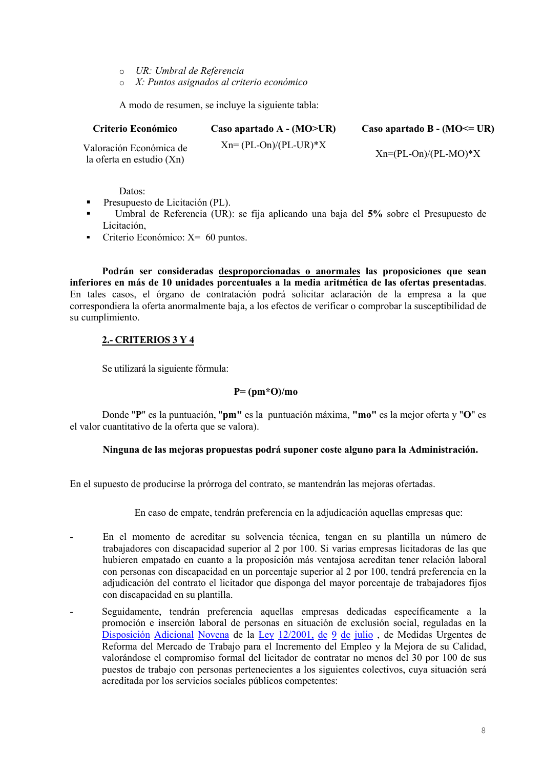- *UR: Umbral de Referencia*
- *X: Puntos asignados al criterio económico*

A modo de resumen, se incluye la siguiente tabla:

| Criterio Económico | Caso apartado A - (MO>UR) | Caso apartado B - (MO<= UR) |
|---|---|---|
| Valoración Económica de la oferta en estudio (Xn) | Xn= (PL-On)/(PL-UR)*X | Xn=(PL-On)/(PL-MO)*X |

Datos:

- Presupuesto de Licitación (PL).
- Umbral de Referencia (UR): se fija aplicando una baja del **5%** sobre el Presupuesto de Licitación,
- Criterio Económico: X= 60 puntos.

**Podrán ser consideradas <u>desproporcionadas o anormales</u> las proposiciones que sean inferiores en más de 10 unidades porcentuales a la media aritmética de las ofertas presentadas**. En tales casos, el órgano de contratación podrá solicitar aclaración de la empresa a la que correspondiera la oferta anormalmente baja, a los efectos de verificar o comprobar la susceptibilidad de su cumplimiento.

## 2.- CRITERIOS 3 Y 4

Se utilizará la siguiente fórmula:

**P= (pm*O)/mo**

Donde "**P**" es la puntuación, "**pm"** es la puntuación máxima, **"mo"** es la mejor oferta y "**O**" es el valor cuantitativo de la oferta que se valora).

**Ninguna de las mejoras propuestas podrá suponer coste alguno para la Administración.**

En el supuesto de producirse la prórroga del contrato, se mantendrán las mejoras ofertadas.

En caso de empate, tendrán preferencia en la adjudicación aquellas empresas que:

- En el momento de acreditar su solvencia técnica, tengan en su plantilla un número de trabajadores con discapacidad superior al 2 por 100. Si varias empresas licitadoras de las que hubieren empatado en cuanto a la proposición más ventajosa acreditan tener relación laboral con personas con discapacidad en un porcentaje superior al 2 por 100, tendrá preferencia en la adjudicación del contrato el licitador que disponga del mayor porcentaje de trabajadores fijos con discapacidad en su plantilla.
- Seguidamente, tendrán preferencia aquellas empresas dedicadas específicamente a la promoción e inserción laboral de personas en situación de exclusión social, reguladas en la Disposición Adicional Novena de la Ley 12/2001, de 9 de julio , de Medidas Urgentes de Reforma del Mercado de Trabajo para el Incremento del Empleo y la Mejora de su Calidad, valorándose el compromiso formal del licitador de contratar no menos del 30 por 100 de sus puestos de trabajo con personas pertenecientes a los siguientes colectivos, cuya situación será acreditada por los servicios sociales públicos competentes: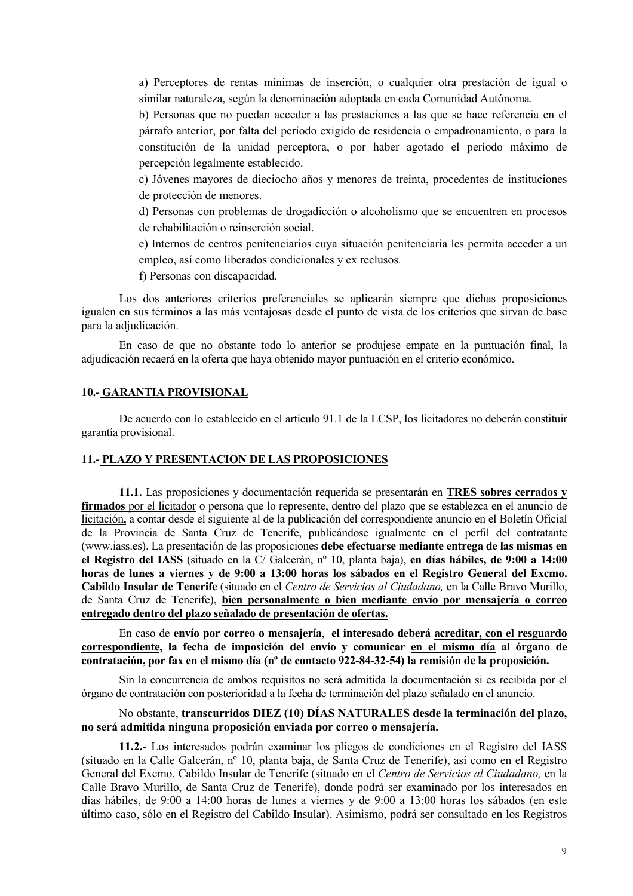a) Perceptores de rentas mínimas de inserción, o cualquier otra prestación de igual o similar naturaleza, según la denominación adoptada en cada Comunidad Autónoma.

b) Personas que no puedan acceder a las prestaciones a las que se hace referencia en el párrafo anterior, por falta del período exigido de residencia o empadronamiento, o para la constitución de la unidad perceptora, o por haber agotado el período máximo de percepción legalmente establecido.

c) Jóvenes mayores de dieciocho años y menores de treinta, procedentes de instituciones de protección de menores.

d) Personas con problemas de drogadicción o alcoholismo que se encuentren en procesos de rehabilitación o reinserción social.

e) Internos de centros penitenciarios cuya situación penitenciaria les permita acceder a un empleo, así como liberados condicionales y ex reclusos.

f) Personas con discapacidad.

Los dos anteriores criterios preferenciales se aplicarán siempre que dichas proposiciones igualen en sus términos a las más ventajosas desde el punto de vista de los criterios que sirvan de base para la adjudicación.

En caso de que no obstante todo lo anterior se produjese empate en la puntuación final, la adjudicación recaerá en la oferta que haya obtenido mayor puntuación en el criterio económico.

## 10.- GARANTIA PROVISIONAL

De acuerdo con lo establecido en el artículo 91.1 de la LCSP, los licitadores no deberán constituir garantía provisional.

## 11.- PLAZO Y PRESENTACION DE LAS PROPOSICIONES

**11.1.** Las proposiciones y documentación requerida se presentarán en **TRES sobres cerrados y firmados** por el licitador o persona que lo represente, dentro del plazo que se establezca en el anuncio de licitación**,** a contar desde el siguiente al de la publicación del correspondiente anuncio en el Boletín Oficial de la Provincia de Santa Cruz de Tenerife, publicándose igualmente en el perfil del contratante (www.iass.es). La presentación de las proposiciones **debe efectuarse mediante entrega de las mismas en el Registro del IASS** (situado en la C/ Galcerán, nº 10, planta baja), **en días hábiles, de 9:00 a 14:00 horas de lunes a viernes y de 9:00 a 13:00 horas los sábados en el Registro General del Excmo. Cabildo Insular de Tenerife** (situado en el *Centro de Servicios al Ciudadano,* en la Calle Bravo Murillo, de Santa Cruz de Tenerife), **bien personalmente o bien mediante envío por mensajería o correo entregado dentro del plazo señalado de presentación de ofertas.**

En caso de **envío por correo o mensajería**, **el interesado deberá acreditar, con el resguardo correspondiente, la fecha de imposición del envío y comunicar en el mismo día al órgano de contratación, por fax en el mismo día (nº de contacto 922-84-32-54) la remisión de la proposición.**

Sin la concurrencia de ambos requisitos no será admitida la documentación si es recibida por el órgano de contratación con posterioridad a la fecha de terminación del plazo señalado en el anuncio.

No obstante, **transcurridos DIEZ (10) DÍAS NATURALES desde la terminación del plazo, no será admitida ninguna proposición enviada por correo o mensajería.**

**11.2.-** Los interesados podrán examinar los pliegos de condiciones en el Registro del IASS (situado en la Calle Galcerán, nº 10, planta baja, de Santa Cruz de Tenerife), así como en el Registro General del Excmo. Cabildo Insular de Tenerife (situado en el *Centro de Servicios al Ciudadano,* en la Calle Bravo Murillo, de Santa Cruz de Tenerife), donde podrá ser examinado por los interesados en días hábiles, de 9:00 a 14:00 horas de lunes a viernes y de 9:00 a 13:00 horas los sábados (en este último caso, sólo en el Registro del Cabildo Insular). Asimismo, podrá ser consultado en los Registros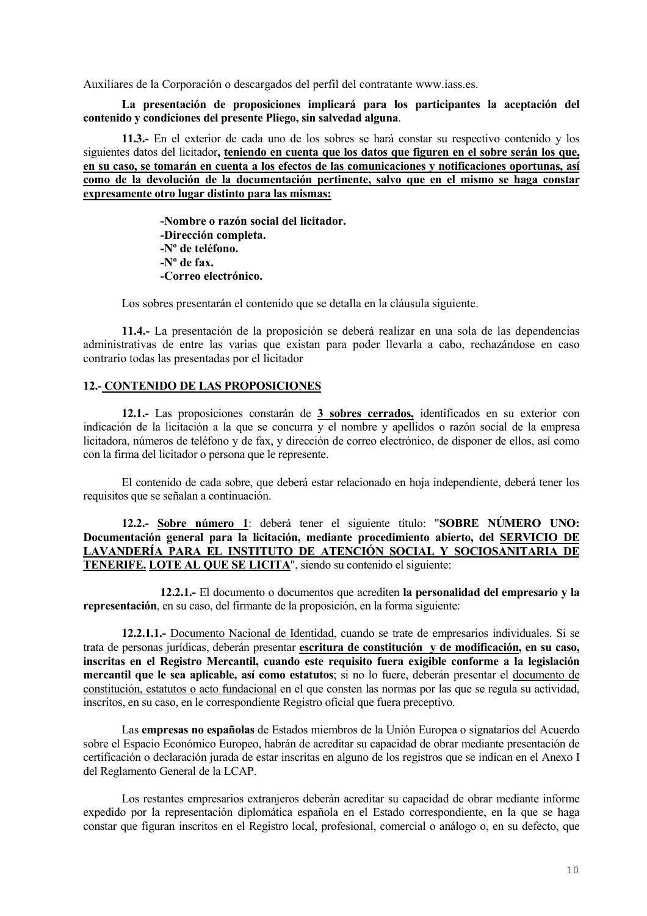Auxiliares de la Corporación o descargados del perfil del contratante www.iass.es.

**La presentación de proposiciones implicará para los participantes la aceptación del contenido y condiciones del presente Pliego, sin salvedad alguna**.

**11.3.-** En el exterior de cada uno de los sobres se hará constar su respectivo contenido y los siguientes datos del licitador**, <u>teniendo en cuenta que los datos que figuren en el sobre serán los que, en su caso, se tomarán en cuenta a los efectos de las comunicaciones y notificaciones oportunas, así como de la devolución de la documentación pertinente, salvo que en el mismo se haga constar expresamente otro lugar distinto para las mismas:</u>**

- **Nombre o razón social del licitador.**
- **Dirección completa.**
- **Nº de teléfono.**
- **Nº de fax.**
- **Correo electrónico.**

Los sobres presentarán el contenido que se detalla en la cláusula siguiente.

**11.4.-** La presentación de la proposición se deberá realizar en una sola de las dependencias administrativas de entre las varias que existan para poder llevarla a cabo, rechazándose en caso contrario todas las presentadas por el licitador

## 12.- <u>CONTENIDO DE LAS PROPOSICIONES</u>

**12.1.-** Las proposiciones constarán de **<u>3 sobres cerrados,</u>** identificados en su exterior con indicación de la licitación a la que se concurra y el nombre y apellidos o razón social de la empresa licitadora, números de teléfono y de fax, y dirección de correo electrónico, de disponer de ellos, así como con la firma del licitador o persona que le represente.

El contenido de cada sobre, que deberá estar relacionado en hoja independiente, deberá tener los requisitos que se señalan a continuación.

**12.2.- <u>Sobre número 1</u>**: deberá tener el siguiente título: "**SOBRE NÚMERO UNO: Documentación general para la licitación, mediante procedimiento abierto, del <u>SERVICIO DE LAVANDERÍA PARA EL INSTITUTO DE ATENCIÓN SOCIAL Y SOCIOSANITARIA DE TENERIFE.</u> <u>LOTE AL QUE SE LICITA</u>**", siendo su contenido el siguiente:

**12.2.1.-** El documento o documentos que acrediten **la personalidad del empresario y la representación**, en su caso, del firmante de la proposición, en la forma siguiente:

**12.2.1.1.-** <u>Documento Nacional de Identidad</u>, cuando se trate de empresarios individuales. Si se trata de personas jurídicas, deberán presentar **<u>escritura de constitución y de modificación</u>, en su caso, inscritas en el Registro Mercantil, cuando este requisito fuera exigible conforme a la legislación mercantil que le sea aplicable, así como estatutos**; si no lo fuere, deberán presentar el <u>documento de constitución, estatutos o acto fundacional</u> en el que consten las normas por las que se regula su actividad, inscritos, en su caso, en le correspondiente Registro oficial que fuera preceptivo.

Las **empresas no españolas** de Estados miembros de la Unión Europea o signatarios del Acuerdo sobre el Espacio Económico Europeo, habrán de acreditar su capacidad de obrar mediante presentación de certificación o declaración jurada de estar inscritas en alguno de los registros que se indican en el Anexo I del Reglamento General de la LCAP.

Los restantes empresarios extranjeros deberán acreditar su capacidad de obrar mediante informe expedido por la representación diplomática española en el Estado correspondiente, en la que se haga constar que figuran inscritos en el Registro local, profesional, comercial o análogo o, en su defecto, que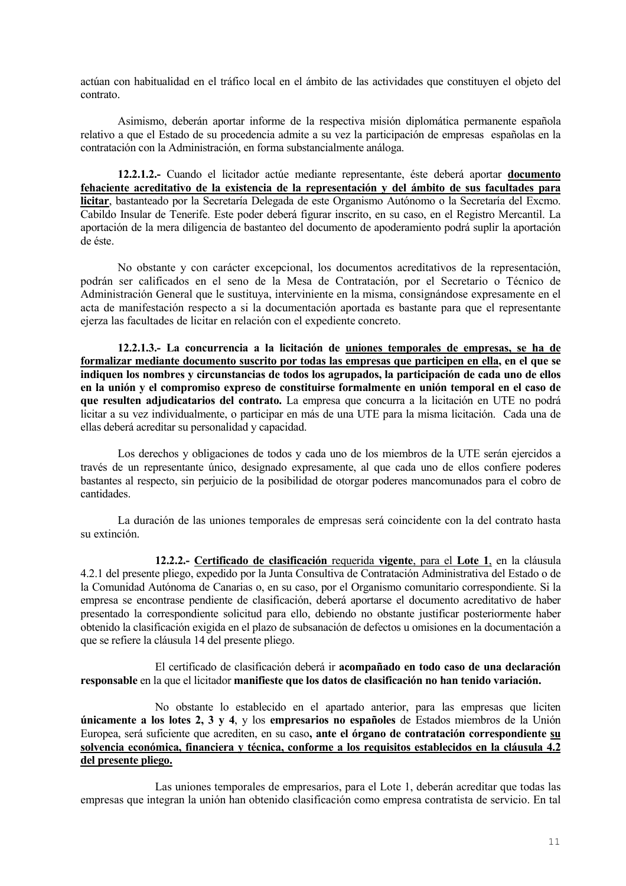actúan con habitualidad en el tráfico local en el ámbito de las actividades que constituyen el objeto del contrato.

Asimismo, deberán aportar informe de la respectiva misión diplomática permanente española relativo a que el Estado de su procedencia admite a su vez la participación de empresas españolas en la contratación con la Administración, en forma substancialmente análoga.

**12.2.1.2.-** Cuando el licitador actúe mediante representante, éste deberá aportar **documento fehaciente acreditativo de la existencia de la representación y del ámbito de sus facultades para licitar**, bastanteado por la Secretaría Delegada de este Organismo Autónomo o la Secretaría del Excmo. Cabildo Insular de Tenerife. Este poder deberá figurar inscrito, en su caso, en el Registro Mercantil. La aportación de la mera diligencia de bastanteo del documento de apoderamiento podrá suplir la aportación de éste.

No obstante y con carácter excepcional, los documentos acreditativos de la representación, podrán ser calificados en el seno de la Mesa de Contratación, por el Secretario o Técnico de Administración General que le sustituya, interviniente en la misma, consignándose expresamente en el acta de manifestación respecto a si la documentación aportada es bastante para que el representante ejerza las facultades de licitar en relación con el expediente concreto.

**12.2.1.3.- La concurrencia a la licitación de uniones temporales de empresas, se ha de formalizar mediante documento suscrito por todas las empresas que participen en ella, en el que se indiquen los nombres y circunstancias de todos los agrupados, la participación de cada uno de ellos en la unión y el compromiso expreso de constituirse formalmente en unión temporal en el caso de que resulten adjudicatarios del contrato.** La empresa que concurra a la licitación en UTE no podrá licitar a su vez individualmente, o participar en más de una UTE para la misma licitación. Cada una de ellas deberá acreditar su personalidad y capacidad.

Los derechos y obligaciones de todos y cada uno de los miembros de la UTE serán ejercidos a través de un representante único, designado expresamente, al que cada uno de ellos confiere poderes bastantes al respecto, sin perjuicio de la posibilidad de otorgar poderes mancomunados para el cobro de cantidades.

La duración de las uniones temporales de empresas será coincidente con la del contrato hasta su extinción.

**12.2.2.- Certificado de clasificación** requerida **vigente**, para el **Lote 1**, en la cláusula 4.2.1 del presente pliego, expedido por la Junta Consultiva de Contratación Administrativa del Estado o de la Comunidad Autónoma de Canarias o, en su caso, por el Organismo comunitario correspondiente. Si la empresa se encontrase pendiente de clasificación, deberá aportarse el documento acreditativo de haber presentado la correspondiente solicitud para ello, debiendo no obstante justificar posteriormente haber obtenido la clasificación exigida en el plazo de subsanación de defectos u omisiones en la documentación a que se refiere la cláusula 14 del presente pliego.

El certificado de clasificación deberá ir **acompañado en todo caso de una declaración responsable** en la que el licitador **manifieste que los datos de clasificación no han tenido variación.**

No obstante lo establecido en el apartado anterior, para las empresas que liciten **únicamente a los lotes 2, 3 y 4**, y los **empresarios no españoles** de Estados miembros de la Unión Europea, será suficiente que acrediten, en su caso**, ante el órgano de contratación correspondiente su solvencia económica, financiera y técnica, conforme a los requisitos establecidos en la cláusula 4.2 del presente pliego.**

Las uniones temporales de empresarios, para el Lote 1, deberán acreditar que todas las empresas que integran la unión han obtenido clasificación como empresa contratista de servicio. En tal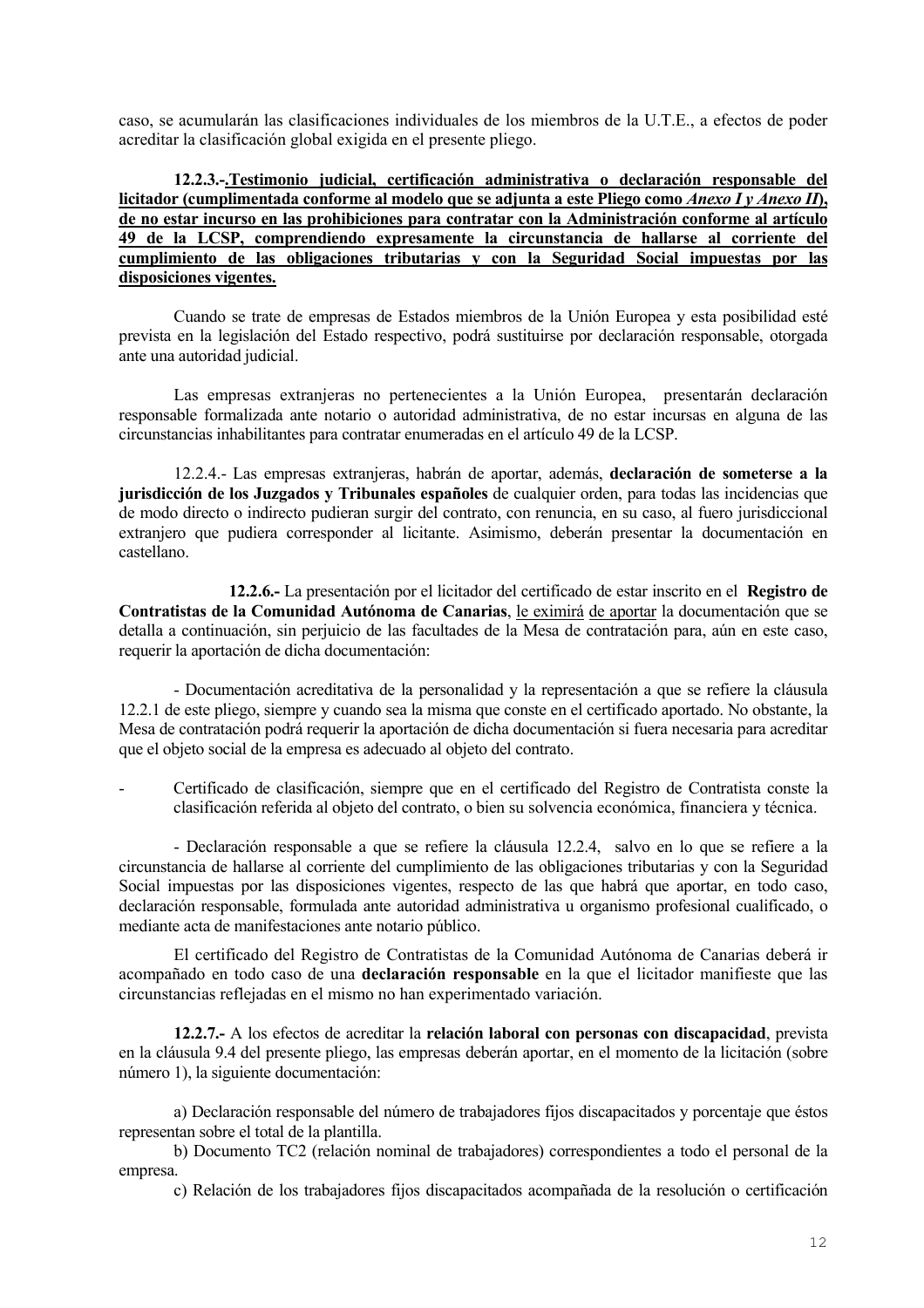caso, se acumularán las clasificaciones individuales de los miembros de la U.T.E., a efectos de poder acreditar la clasificación global exigida en el presente pliego.

**12.2.3.-.Testimonio judicial, certificación administrativa o declaración responsable del licitador (cumplimentada conforme al modelo que se adjunta a este Pliego como *Anexo I y Anexo II*), de no estar incurso en las prohibiciones para contratar con la Administración conforme al artículo 49 de la LCSP, comprendiendo expresamente la circunstancia de hallarse al corriente del cumplimiento de las obligaciones tributarias y con la Seguridad Social impuestas por las disposiciones vigentes.**

Cuando se trate de empresas de Estados miembros de la Unión Europea y esta posibilidad esté prevista en la legislación del Estado respectivo, podrá sustituirse por declaración responsable, otorgada ante una autoridad judicial.

Las empresas extranjeras no pertenecientes a la Unión Europea, presentarán declaración responsable formalizada ante notario o autoridad administrativa, de no estar incursas en alguna de las circunstancias inhabilitantes para contratar enumeradas en el artículo 49 de la LCSP.

12.2.4.- Las empresas extranjeras, habrán de aportar, además, **declaración de someterse a la jurisdicción de los Juzgados y Tribunales españoles** de cualquier orden, para todas las incidencias que de modo directo o indirecto pudieran surgir del contrato, con renuncia, en su caso, al fuero jurisdiccional extranjero que pudiera corresponder al licitante. Asimismo, deberán presentar la documentación en castellano.

**12.2.6.-** La presentación por el licitador del certificado de estar inscrito en el **Registro de Contratistas de la Comunidad Autónoma de Canarias**, le eximirá de aportar la documentación que se detalla a continuación, sin perjuicio de las facultades de la Mesa de contratación para, aún en este caso, requerir la aportación de dicha documentación:

- Documentación acreditativa de la personalidad y la representación a que se refiere la cláusula 12.2.1 de este pliego, siempre y cuando sea la misma que conste en el certificado aportado. No obstante, la Mesa de contratación podrá requerir la aportación de dicha documentación si fuera necesaria para acreditar que el objeto social de la empresa es adecuado al objeto del contrato.

- Certificado de clasificación, siempre que en el certificado del Registro de Contratista conste la clasificación referida al objeto del contrato, o bien su solvencia económica, financiera y técnica.

- Declaración responsable a que se refiere la cláusula 12.2.4, salvo en lo que se refiere a la circunstancia de hallarse al corriente del cumplimiento de las obligaciones tributarias y con la Seguridad Social impuestas por las disposiciones vigentes, respecto de las que habrá que aportar, en todo caso, declaración responsable, formulada ante autoridad administrativa u organismo profesional cualificado, o mediante acta de manifestaciones ante notario público.

El certificado del Registro de Contratistas de la Comunidad Autónoma de Canarias deberá ir acompañado en todo caso de una **declaración responsable** en la que el licitador manifieste que las circunstancias reflejadas en el mismo no han experimentado variación.

**12.2.7.-** A los efectos de acreditar la **relación laboral con personas con discapacidad**, prevista en la cláusula 9.4 del presente pliego, las empresas deberán aportar, en el momento de la licitación (sobre número 1), la siguiente documentación:

a) Declaración responsable del número de trabajadores fijos discapacitados y porcentaje que éstos representan sobre el total de la plantilla.
b) Documento TC2 (relación nominal de trabajadores) correspondientes a todo el personal de la empresa.
c) Relación de los trabajadores fijos discapacitados acompañada de la resolución o certificación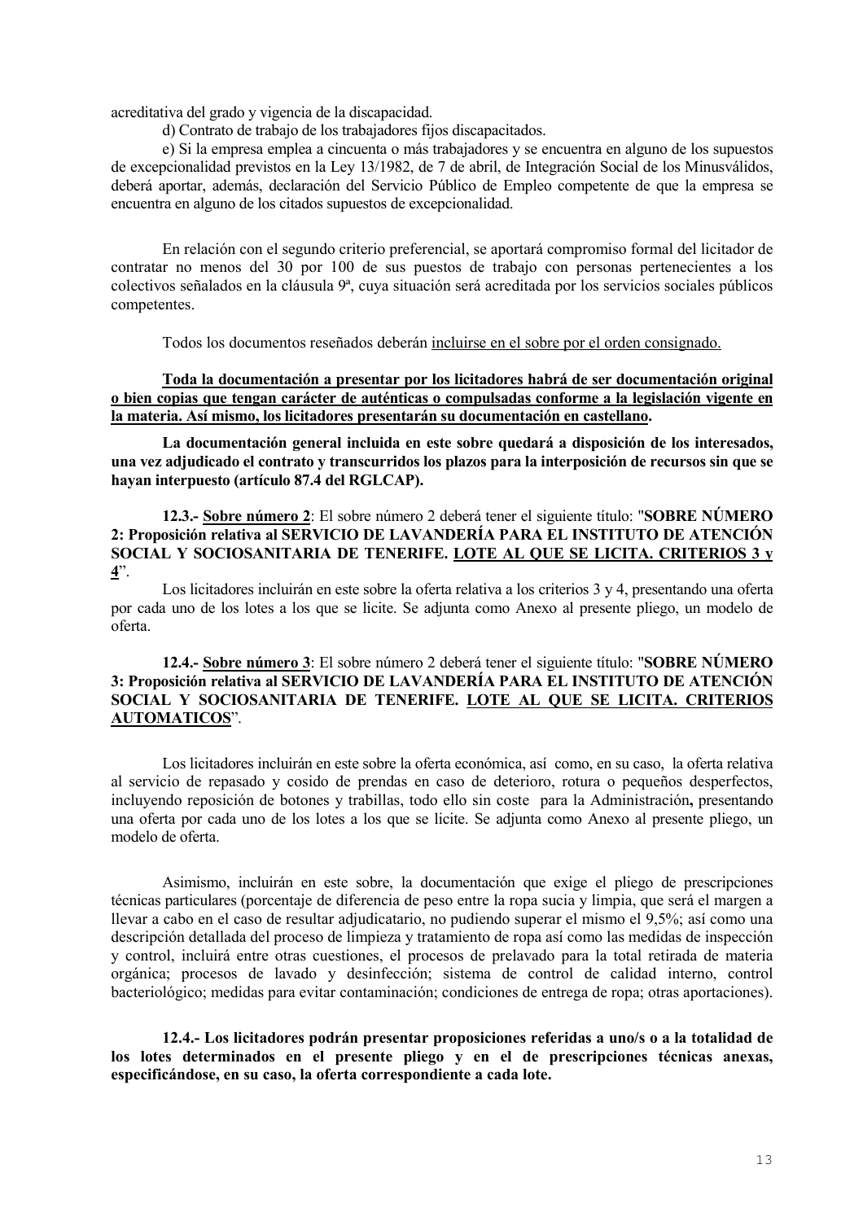acreditativa del grado y vigencia de la discapacidad.

d) Contrato de trabajo de los trabajadores fijos discapacitados.

e) Si la empresa emplea a cincuenta o más trabajadores y se encuentra en alguno de los supuestos de excepcionalidad previstos en la Ley 13/1982, de 7 de abril, de Integración Social de los Minusválidos, deberá aportar, además, declaración del Servicio Público de Empleo competente de que la empresa se encuentra en alguno de los citados supuestos de excepcionalidad.

En relación con el segundo criterio preferencial, se aportará compromiso formal del licitador de contratar no menos del 30 por 100 de sus puestos de trabajo con personas pertenecientes a los colectivos señalados en la cláusula 9ª, cuya situación será acreditada por los servicios sociales públicos competentes.

Todos los documentos reseñados deberán incluirse en el sobre por el orden consignado.

**Toda la documentación a presentar por los licitadores habrá de ser documentación original o bien copias que tengan carácter de auténticas o compulsadas conforme a la legislación vigente en la materia. Así mismo, los licitadores presentarán su documentación en castellano.**

**La documentación general incluida en este sobre quedará a disposición de los interesados, una vez adjudicado el contrato y transcurridos los plazos para la interposición de recursos sin que se hayan interpuesto (artículo 87.4 del RGLCAP).**

**12.3.- Sobre número 2**: El sobre número 2 deberá tener el siguiente título: "**SOBRE NÚMERO 2: Proposición relativa al SERVICIO DE LAVANDERÍA PARA EL INSTITUTO DE ATENCIÓN SOCIAL Y SOCIOSANITARIA DE TENERIFE. LOTE AL QUE SE LICITA. CRITERIOS 3 y 4**".

Los licitadores incluirán en este sobre la oferta relativa a los criterios 3 y 4, presentando una oferta por cada uno de los lotes a los que se licite. Se adjunta como Anexo al presente pliego, un modelo de oferta.

**12.4.- Sobre número 3**: El sobre número 2 deberá tener el siguiente título: "**SOBRE NÚMERO 3: Proposición relativa al SERVICIO DE LAVANDERÍA PARA EL INSTITUTO DE ATENCIÓN SOCIAL Y SOCIOSANITARIA DE TENERIFE. LOTE AL QUE SE LICITA. CRITERIOS AUTOMATICOS**".

Los licitadores incluirán en este sobre la oferta económica, así como, en su caso, la oferta relativa al servicio de repasado y cosido de prendas en caso de deterioro, rotura o pequeños desperfectos, incluyendo reposición de botones y trabillas, todo ello sin coste para la Administración**,** presentando una oferta por cada uno de los lotes a los que se licite. Se adjunta como Anexo al presente pliego, un modelo de oferta.

Asimismo, incluirán en este sobre, la documentación que exige el pliego de prescripciones técnicas particulares (porcentaje de diferencia de peso entre la ropa sucia y limpia, que será el margen a llevar a cabo en el caso de resultar adjudicatario, no pudiendo superar el mismo el 9,5%; así como una descripción detallada del proceso de limpieza y tratamiento de ropa así como las medidas de inspección y control, incluirá entre otras cuestiones, el procesos de prelavado para la total retirada de materia orgánica; procesos de lavado y desinfección; sistema de control de calidad interno, control bacteriológico; medidas para evitar contaminación; condiciones de entrega de ropa; otras aportaciones).

**12.4.- Los licitadores podrán presentar proposiciones referidas a uno/s o a la totalidad de los lotes determinados en el presente pliego y en el de prescripciones técnicas anexas, especificándose, en su caso, la oferta correspondiente a cada lote.**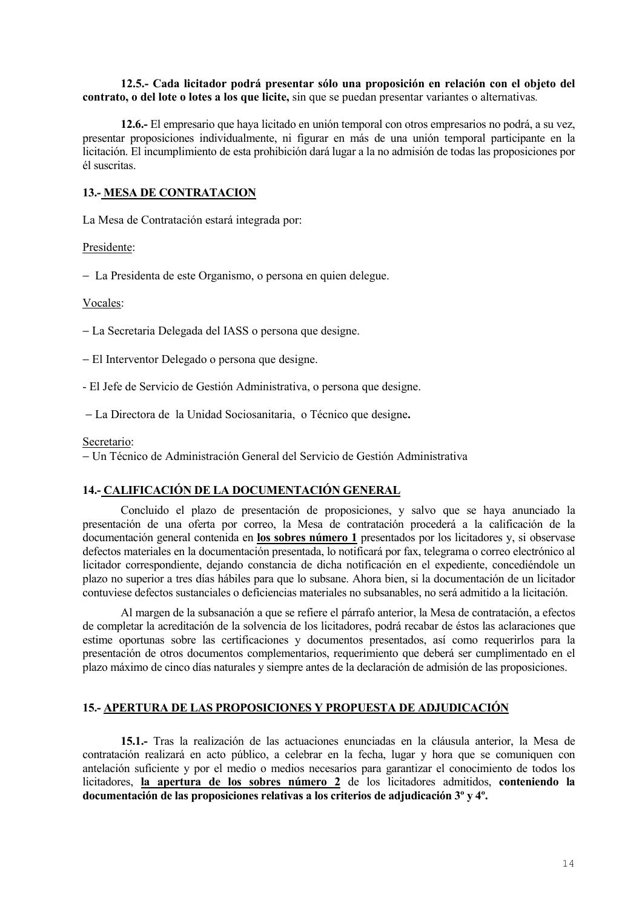**12.5.- Cada licitador podrá presentar sólo una proposición en relación con el objeto del contrato, o del lote o lotes a los que licite,** sin que se puedan presentar variantes o alternativas.

**12.6.-** El empresario que haya licitado en unión temporal con otros empresarios no podrá, a su vez, presentar proposiciones individualmente, ni figurar en más de una unión temporal participante en la licitación. El incumplimiento de esta prohibición dará lugar a la no admisión de todas las proposiciones por él suscritas.

## 13.- MESA DE CONTRATACION

La Mesa de Contratación estará integrada por:

Presidente:

– La Presidenta de este Organismo, o persona en quien delegue.

Vocales:

– La Secretaria Delegada del IASS o persona que designe.

– El Interventor Delegado o persona que designe.

- El Jefe de Servicio de Gestión Administrativa, o persona que designe.

– La Directora de la Unidad Sociosanitaria, o Técnico que designe.

Secretario:

– Un Técnico de Administración General del Servicio de Gestión Administrativa

## 14.- CALIFICACIÓN DE LA DOCUMENTACIÓN GENERAL

Concluido el plazo de presentación de proposiciones, y salvo que se haya anunciado la presentación de una oferta por correo, la Mesa de contratación procederá a la calificación de la documentación general contenida en **los sobres número 1** presentados por los licitadores y, si observase defectos materiales en la documentación presentada, lo notificará por fax, telegrama o correo electrónico al licitador correspondiente, dejando constancia de dicha notificación en el expediente, concediéndole un plazo no superior a tres días hábiles para que lo subsane. Ahora bien, si la documentación de un licitador contuviese defectos sustanciales o deficiencias materiales no subsanables, no será admitido a la licitación.

Al margen de la subsanación a que se refiere el párrafo anterior, la Mesa de contratación, a efectos de completar la acreditación de la solvencia de los licitadores, podrá recabar de éstos las aclaraciones que estime oportunas sobre las certificaciones y documentos presentados, así como requerirlos para la presentación de otros documentos complementarios, requerimiento que deberá ser cumplimentado en el plazo máximo de cinco días naturales y siempre antes de la declaración de admisión de las proposiciones.

## 15.- APERTURA DE LAS PROPOSICIONES Y PROPUESTA DE ADJUDICACIÓN

**15.1.-** Tras la realización de las actuaciones enunciadas en la cláusula anterior, la Mesa de contratación realizará en acto público, a celebrar en la fecha, lugar y hora que se comuniquen con antelación suficiente y por el medio o medios necesarios para garantizar el conocimiento de todos los licitadores, **la apertura de los sobres número 2** de los licitadores admitidos, **conteniendo la documentación de las proposiciones relativas a los criterios de adjudicación 3º y 4º.**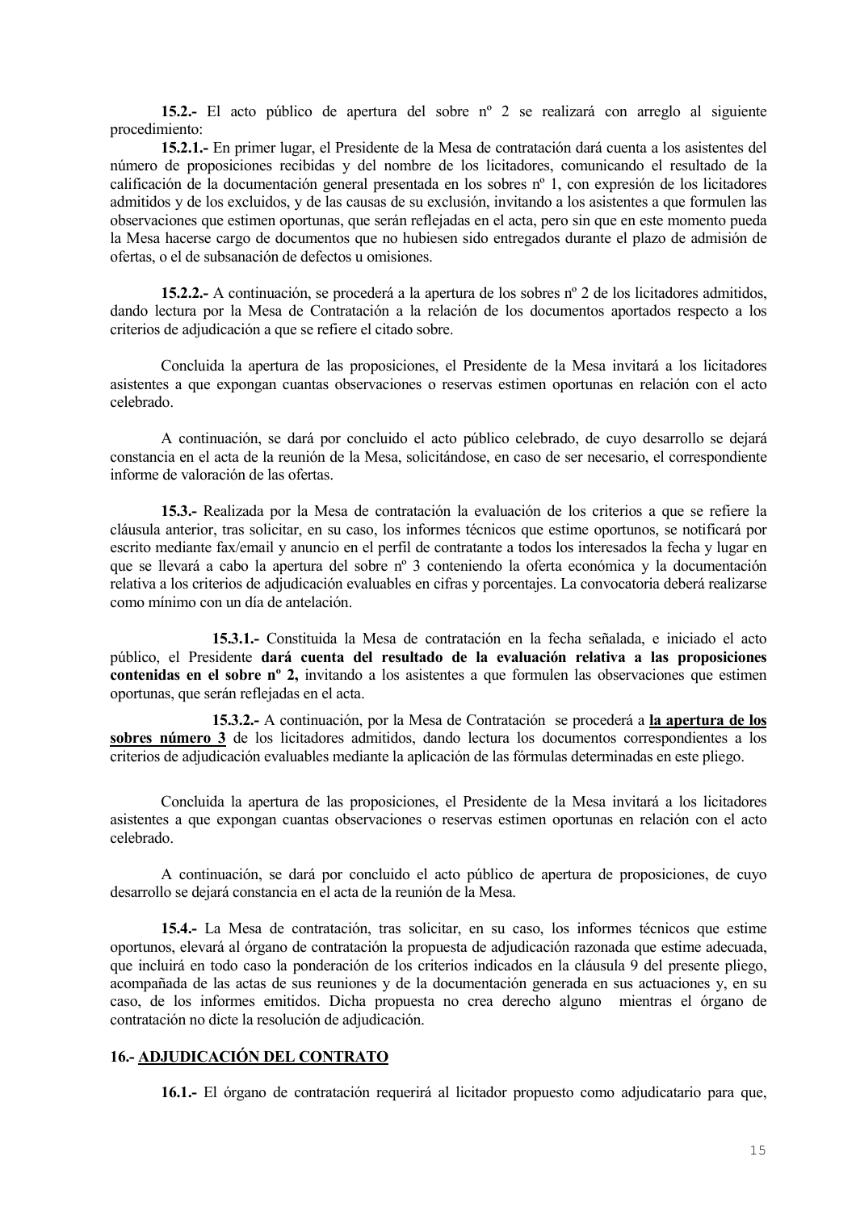**15.2.-** El acto público de apertura del sobre nº 2 se realizará con arreglo al siguiente procedimiento:

**15.2.1.-** En primer lugar, el Presidente de la Mesa de contratación dará cuenta a los asistentes del número de proposiciones recibidas y del nombre de los licitadores, comunicando el resultado de la calificación de la documentación general presentada en los sobres nº 1, con expresión de los licitadores admitidos y de los excluidos, y de las causas de su exclusión, invitando a los asistentes a que formulen las observaciones que estimen oportunas, que serán reflejadas en el acta, pero sin que en este momento pueda la Mesa hacerse cargo de documentos que no hubiesen sido entregados durante el plazo de admisión de ofertas, o el de subsanación de defectos u omisiones.

**15.2.2.-** A continuación, se procederá a la apertura de los sobres nº 2 de los licitadores admitidos, dando lectura por la Mesa de Contratación a la relación de los documentos aportados respecto a los criterios de adjudicación a que se refiere el citado sobre.

Concluida la apertura de las proposiciones, el Presidente de la Mesa invitará a los licitadores asistentes a que expongan cuantas observaciones o reservas estimen oportunas en relación con el acto celebrado.

A continuación, se dará por concluido el acto público celebrado, de cuyo desarrollo se dejará constancia en el acta de la reunión de la Mesa, solicitándose, en caso de ser necesario, el correspondiente informe de valoración de las ofertas.

**15.3.-** Realizada por la Mesa de contratación la evaluación de los criterios a que se refiere la cláusula anterior, tras solicitar, en su caso, los informes técnicos que estime oportunos, se notificará por escrito mediante fax/email y anuncio en el perfil de contratante a todos los interesados la fecha y lugar en que se llevará a cabo la apertura del sobre nº 3 conteniendo la oferta económica y la documentación relativa a los criterios de adjudicación evaluables en cifras y porcentajes. La convocatoria deberá realizarse como mínimo con un día de antelación.

**15.3.1.-** Constituida la Mesa de contratación en la fecha señalada, e iniciado el acto público, el Presidente **dará cuenta del resultado de la evaluación relativa a las proposiciones contenidas en el sobre nº 2,** invitando a los asistentes a que formulen las observaciones que estimen oportunas, que serán reflejadas en el acta.

**15.3.2.-** A continuación, por la Mesa de Contratación se procederá a **la apertura de los sobres número 3** de los licitadores admitidos, dando lectura los documentos correspondientes a los criterios de adjudicación evaluables mediante la aplicación de las fórmulas determinadas en este pliego.

Concluida la apertura de las proposiciones, el Presidente de la Mesa invitará a los licitadores asistentes a que expongan cuantas observaciones o reservas estimen oportunas en relación con el acto celebrado.

A continuación, se dará por concluido el acto público de apertura de proposiciones, de cuyo desarrollo se dejará constancia en el acta de la reunión de la Mesa.

**15.4.-** La Mesa de contratación, tras solicitar, en su caso, los informes técnicos que estime oportunos, elevará al órgano de contratación la propuesta de adjudicación razonada que estime adecuada, que incluirá en todo caso la ponderación de los criterios indicados en la cláusula 9 del presente pliego, acompañada de las actas de sus reuniones y de la documentación generada en sus actuaciones y, en su caso, de los informes emitidos. Dicha propuesta no crea derecho alguno mientras el órgano de contratación no dicte la resolución de adjudicación.

## 16.- ADJUDICACIÓN DEL CONTRATO

**16.1.-** El órgano de contratación requerirá al licitador propuesto como adjudicatario para que,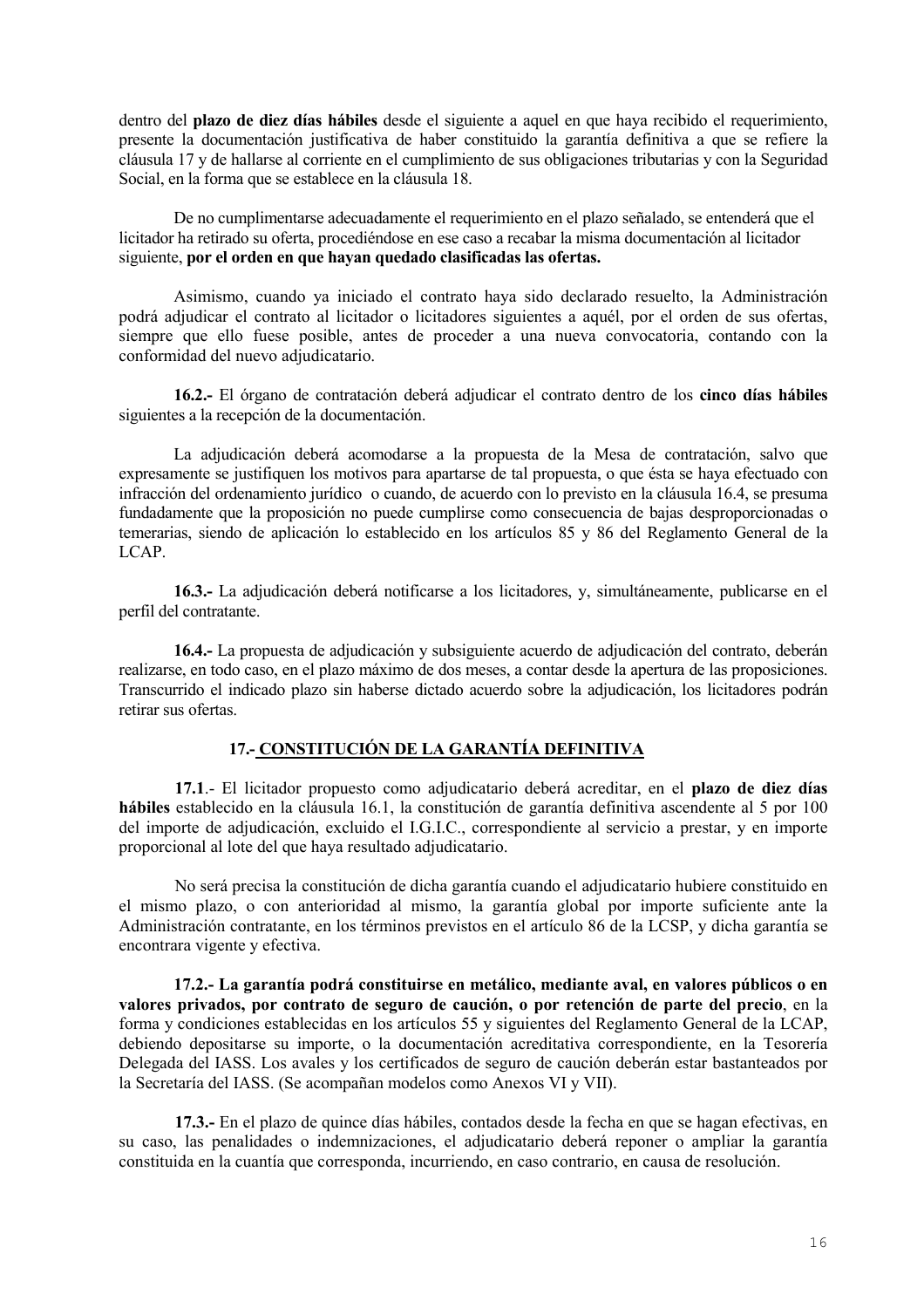dentro del **plazo de diez días hábiles** desde el siguiente a aquel en que haya recibido el requerimiento, presente la documentación justificativa de haber constituido la garantía definitiva a que se refiere la cláusula 17 y de hallarse al corriente en el cumplimiento de sus obligaciones tributarias y con la Seguridad Social, en la forma que se establece en la cláusula 18.

De no cumplimentarse adecuadamente el requerimiento en el plazo señalado, se entenderá que el licitador ha retirado su oferta, procediéndose en ese caso a recabar la misma documentación al licitador siguiente, **por el orden en que hayan quedado clasificadas las ofertas.**

Asimismo, cuando ya iniciado el contrato haya sido declarado resuelto, la Administración podrá adjudicar el contrato al licitador o licitadores siguientes a aquél, por el orden de sus ofertas, siempre que ello fuese posible, antes de proceder a una nueva convocatoria, contando con la conformidad del nuevo adjudicatario.

**16.2.-** El órgano de contratación deberá adjudicar el contrato dentro de los **cinco días hábiles** siguientes a la recepción de la documentación.

La adjudicación deberá acomodarse a la propuesta de la Mesa de contratación, salvo que expresamente se justifiquen los motivos para apartarse de tal propuesta, o que ésta se haya efectuado con infracción del ordenamiento jurídico o cuando, de acuerdo con lo previsto en la cláusula 16.4, se presuma fundadamente que la proposición no puede cumplirse como consecuencia de bajas desproporcionadas o temerarias, siendo de aplicación lo establecido en los artículos 85 y 86 del Reglamento General de la LCAP.

**16.3.-** La adjudicación deberá notificarse a los licitadores, y, simultáneamente, publicarse en el perfil del contratante.

**16.4.-** La propuesta de adjudicación y subsiguiente acuerdo de adjudicación del contrato, deberán realizarse, en todo caso, en el plazo máximo de dos meses, a contar desde la apertura de las proposiciones. Transcurrido el indicado plazo sin haberse dictado acuerdo sobre la adjudicación, los licitadores podrán retirar sus ofertas.

## 17.- CONSTITUCIÓN DE LA GARANTÍA DEFINITIVA

**17.1**.- El licitador propuesto como adjudicatario deberá acreditar, en el **plazo de diez días hábiles** establecido en la cláusula 16.1, la constitución de garantía definitiva ascendente al 5 por 100 del importe de adjudicación, excluido el I.G.I.C., correspondiente al servicio a prestar, y en importe proporcional al lote del que haya resultado adjudicatario.

No será precisa la constitución de dicha garantía cuando el adjudicatario hubiere constituido en el mismo plazo, o con anterioridad al mismo, la garantía global por importe suficiente ante la Administración contratante, en los términos previstos en el artículo 86 de la LCSP, y dicha garantía se encontrara vigente y efectiva.

**17.2.- La garantía podrá constituirse en metálico, mediante aval, en valores públicos o en valores privados, por contrato de seguro de caución, o por retención de parte del precio**, en la forma y condiciones establecidas en los artículos 55 y siguientes del Reglamento General de la LCAP, debiendo depositarse su importe, o la documentación acreditativa correspondiente, en la Tesorería Delegada del IASS. Los avales y los certificados de seguro de caución deberán estar bastanteados por la Secretaría del IASS. (Se acompañan modelos como Anexos VI y VII).

**17.3.-** En el plazo de quince días hábiles, contados desde la fecha en que se hagan efectivas, en su caso, las penalidades o indemnizaciones, el adjudicatario deberá reponer o ampliar la garantía constituida en la cuantía que corresponda, incurriendo, en caso contrario, en causa de resolución.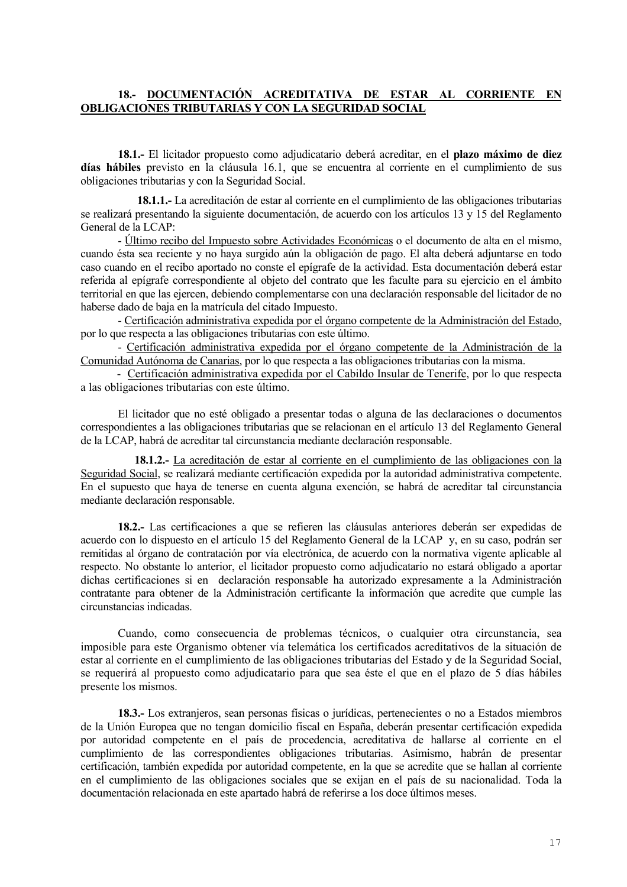## 18.- <u>DOCUMENTACIÓN ACREDITATIVA DE ESTAR AL CORRIENTE EN OBLIGACIONES TRIBUTARIAS Y CON LA SEGURIDAD SOCIAL</u>

**18.1.-** El licitador propuesto como adjudicatario deberá acreditar, en el **plazo máximo de diez días hábiles** previsto en la cláusula 16.1, que se encuentra al corriente en el cumplimiento de sus obligaciones tributarias y con la Seguridad Social.

**18.1.1.-** La acreditación de estar al corriente en el cumplimiento de las obligaciones tributarias se realizará presentando la siguiente documentación, de acuerdo con los artículos 13 y 15 del Reglamento General de la LCAP:

- <u>Último recibo del Impuesto sobre Actividades Económicas</u> o el documento de alta en el mismo, cuando ésta sea reciente y no haya surgido aún la obligación de pago. El alta deberá adjuntarse en todo caso cuando en el recibo aportado no conste el epígrafe de la actividad. Esta documentación deberá estar referida al epígrafe correspondiente al objeto del contrato que les faculte para su ejercicio en el ámbito territorial en que las ejercen, debiendo complementarse con una declaración responsable del licitador de no haberse dado de baja en la matrícula del citado Impuesto.
- <u>Certificación administrativa expedida por el órgano competente de la Administración del Estado</u>, por lo que respecta a las obligaciones tributarias con este último.
- <u>Certificación administrativa expedida por el órgano competente de la Administración de la Comunidad Autónoma de Canarias</u>, por lo que respecta a las obligaciones tributarias con la misma.
- <u>Certificación administrativa expedida por el Cabildo Insular de Tenerife</u>, por lo que respecta a las obligaciones tributarias con este último.

El licitador que no esté obligado a presentar todas o alguna de las declaraciones o documentos correspondientes a las obligaciones tributarias que se relacionan en el artículo 13 del Reglamento General de la LCAP, habrá de acreditar tal circunstancia mediante declaración responsable.

**18.1.2.-** <u>La acreditación de estar al corriente en el cumplimiento de las obligaciones con la Seguridad Social</u>, se realizará mediante certificación expedida por la autoridad administrativa competente. En el supuesto que haya de tenerse en cuenta alguna exención, se habrá de acreditar tal circunstancia mediante declaración responsable.

**18.2.-** Las certificaciones a que se refieren las cláusulas anteriores deberán ser expedidas de acuerdo con lo dispuesto en el artículo 15 del Reglamento General de la LCAP y, en su caso, podrán ser remitidas al órgano de contratación por vía electrónica, de acuerdo con la normativa vigente aplicable al respecto. No obstante lo anterior, el licitador propuesto como adjudicatario no estará obligado a aportar dichas certificaciones si en declaración responsable ha autorizado expresamente a la Administración contratante para obtener de la Administración certificante la información que acredite que cumple las circunstancias indicadas.

Cuando, como consecuencia de problemas técnicos, o cualquier otra circunstancia, sea imposible para este Organismo obtener vía telemática los certificados acreditativos de la situación de estar al corriente en el cumplimiento de las obligaciones tributarias del Estado y de la Seguridad Social, se requerirá al propuesto como adjudicatario para que sea éste el que en el plazo de 5 días hábiles presente los mismos.

**18.3.-** Los extranjeros, sean personas físicas o jurídicas, pertenecientes o no a Estados miembros de la Unión Europea que no tengan domicilio fiscal en España, deberán presentar certificación expedida por autoridad competente en el país de procedencia, acreditativa de hallarse al corriente en el cumplimiento de las correspondientes obligaciones tributarias. Asimismo, habrán de presentar certificación, también expedida por autoridad competente, en la que se acredite que se hallan al corriente en el cumplimiento de las obligaciones sociales que se exijan en el país de su nacionalidad. Toda la documentación relacionada en este apartado habrá de referirse a los doce últimos meses.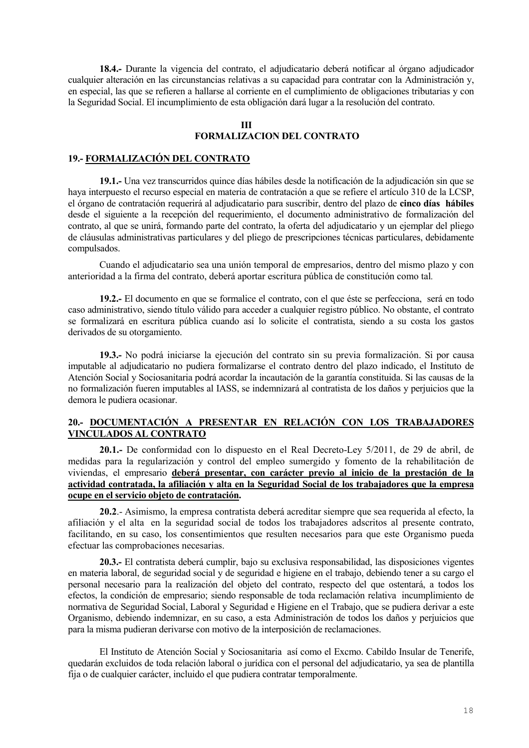**18.4.-** Durante la vigencia del contrato, el adjudicatario deberá notificar al órgano adjudicador cualquier alteración en las circunstancias relativas a su capacidad para contratar con la Administración y, en especial, las que se refieren a hallarse al corriente en el cumplimiento de obligaciones tributarias y con la Seguridad Social. El incumplimiento de esta obligación dará lugar a la resolución del contrato.

## III
## FORMALIZACION DEL CONTRATO

### 19.- FORMALIZACIÓN DEL CONTRATO

**19.1.-** Una vez transcurridos quince días hábiles desde la notificación de la adjudicación sin que se haya interpuesto el recurso especial en materia de contratación a que se refiere el artículo 310 de la LCSP, el órgano de contratación requerirá al adjudicatario para suscribir, dentro del plazo de **cinco días hábiles** desde el siguiente a la recepción del requerimiento, el documento administrativo de formalización del contrato, al que se unirá, formando parte del contrato, la oferta del adjudicatario y un ejemplar del pliego de cláusulas administrativas particulares y del pliego de prescripciones técnicas particulares, debidamente compulsados.

Cuando el adjudicatario sea una unión temporal de empresarios, dentro del mismo plazo y con anterioridad a la firma del contrato, deberá aportar escritura pública de constitución como tal.

**19.2.-** El documento en que se formalice el contrato, con el que éste se perfecciona, será en todo caso administrativo, siendo título válido para acceder a cualquier registro público. No obstante, el contrato se formalizará en escritura pública cuando así lo solicite el contratista, siendo a su costa los gastos derivados de su otorgamiento.

**19.3.-** No podrá iniciarse la ejecución del contrato sin su previa formalización. Si por causa imputable al adjudicatario no pudiera formalizarse el contrato dentro del plazo indicado, el Instituto de Atención Social y Sociosanitaria podrá acordar la incautación de la garantía constituida. Si las causas de la no formalización fueren imputables al IASS, se indemnizará al contratista de los daños y perjuicios que la demora le pudiera ocasionar.

### 20.- DOCUMENTACIÓN A PRESENTAR EN RELACIÓN CON LOS TRABAJADORES VINCULADOS AL CONTRATO

**20.1.-** De conformidad con lo dispuesto en el Real Decreto-Ley 5/2011, de 29 de abril, de medidas para la regularización y control del empleo sumergido y fomento de la rehabilitación de viviendas, el empresario **deberá presentar, con carácter previo al inicio de la prestación de la actividad contratada, la afiliación y alta en la Seguridad Social de los trabajadores que la empresa ocupe en el servicio objeto de contratación.**

**20.2**.- Asimismo, la empresa contratista deberá acreditar siempre que sea requerida al efecto, la afiliación y el alta en la seguridad social de todos los trabajadores adscritos al presente contrato, facilitando, en su caso, los consentimientos que resulten necesarios para que este Organismo pueda efectuar las comprobaciones necesarias.

**20.3.-** El contratista deberá cumplir, bajo su exclusiva responsabilidad, las disposiciones vigentes en materia laboral, de seguridad social y de seguridad e higiene en el trabajo, debiendo tener a su cargo el personal necesario para la realización del objeto del contrato, respecto del que ostentará, a todos los efectos, la condición de empresario; siendo responsable de toda reclamación relativa incumplimiento de normativa de Seguridad Social, Laboral y Seguridad e Higiene en el Trabajo, que se pudiera derivar a este Organismo, debiendo indemnizar, en su caso, a esta Administración de todos los daños y perjuicios que para la misma pudieran derivarse con motivo de la interposición de reclamaciones.

El Instituto de Atención Social y Sociosanitaria así como el Excmo. Cabildo Insular de Tenerife, quedarán excluidos de toda relación laboral o jurídica con el personal del adjudicatario, ya sea de plantilla fija o de cualquier carácter, incluido el que pudiera contratar temporalmente.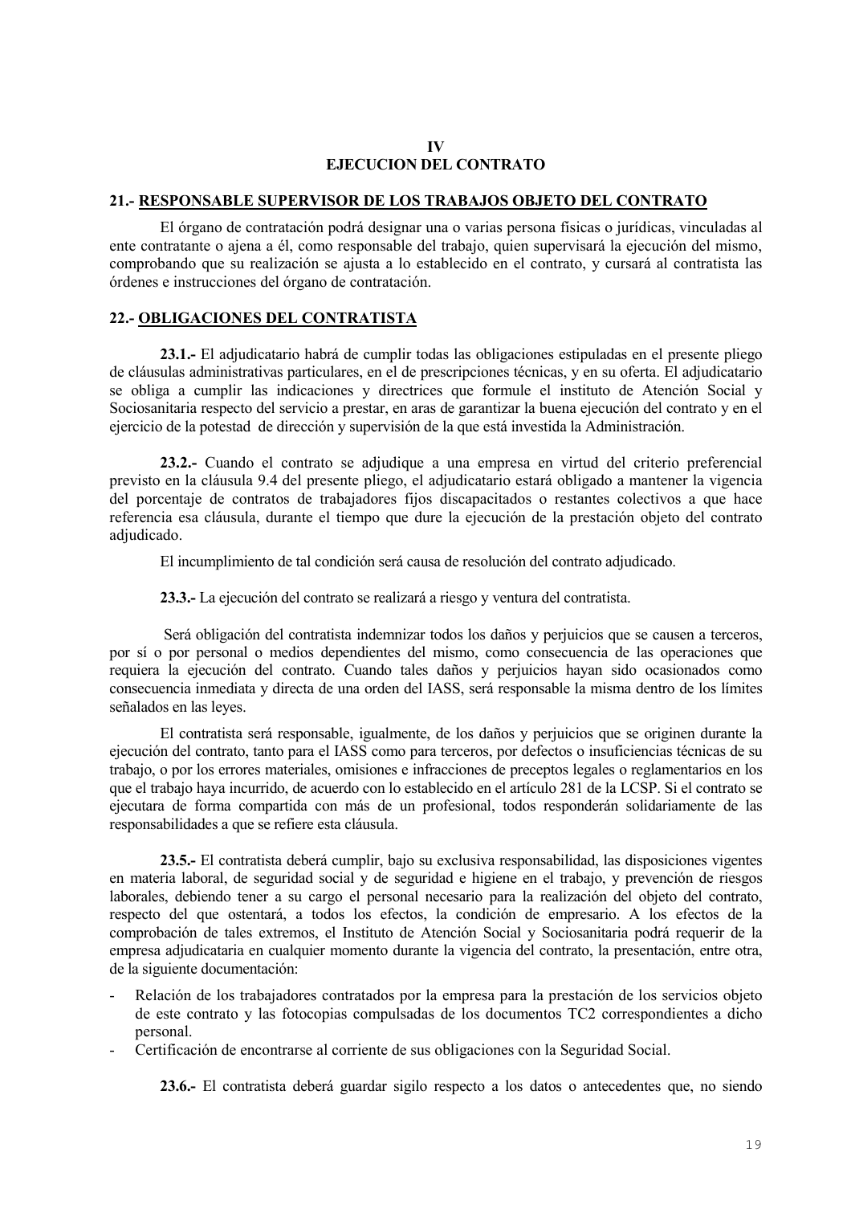## IV
## EJECUCION DEL CONTRATO

### 21.- RESPONSABLE SUPERVISOR DE LOS TRABAJOS OBJETO DEL CONTRATO

El órgano de contratación podrá designar una o varias persona físicas o jurídicas, vinculadas al ente contratante o ajena a él, como responsable del trabajo, quien supervisará la ejecución del mismo, comprobando que su realización se ajusta a lo establecido en el contrato, y cursará al contratista las órdenes e instrucciones del órgano de contratación.

### 22.- OBLIGACIONES DEL CONTRATISTA

**23.1.-** El adjudicatario habrá de cumplir todas las obligaciones estipuladas en el presente pliego de cláusulas administrativas particulares, en el de prescripciones técnicas, y en su oferta. El adjudicatario se obliga a cumplir las indicaciones y directrices que formule el instituto de Atención Social y Sociosanitaria respecto del servicio a prestar, en aras de garantizar la buena ejecución del contrato y en el ejercicio de la potestad de dirección y supervisión de la que está investida la Administración.

**23.2.-** Cuando el contrato se adjudique a una empresa en virtud del criterio preferencial previsto en la cláusula 9.4 del presente pliego, el adjudicatario estará obligado a mantener la vigencia del porcentaje de contratos de trabajadores fijos discapacitados o restantes colectivos a que hace referencia esa cláusula, durante el tiempo que dure la ejecución de la prestación objeto del contrato adjudicado.

El incumplimiento de tal condición será causa de resolución del contrato adjudicado.

**23.3.-** La ejecución del contrato se realizará a riesgo y ventura del contratista.

Será obligación del contratista indemnizar todos los daños y perjuicios que se causen a terceros, por sí o por personal o medios dependientes del mismo, como consecuencia de las operaciones que requiera la ejecución del contrato. Cuando tales daños y perjuicios hayan sido ocasionados como consecuencia inmediata y directa de una orden del IASS, será responsable la misma dentro de los límites señalados en las leyes.

El contratista será responsable, igualmente, de los daños y perjuicios que se originen durante la ejecución del contrato, tanto para el IASS como para terceros, por defectos o insuficiencias técnicas de su trabajo, o por los errores materiales, omisiones e infracciones de preceptos legales o reglamentarios en los que el trabajo haya incurrido, de acuerdo con lo establecido en el artículo 281 de la LCSP. Si el contrato se ejecutara de forma compartida con más de un profesional, todos responderán solidariamente de las responsabilidades a que se refiere esta cláusula.

**23.5.-** El contratista deberá cumplir, bajo su exclusiva responsabilidad, las disposiciones vigentes en materia laboral, de seguridad social y de seguridad e higiene en el trabajo, y prevención de riesgos laborales, debiendo tener a su cargo el personal necesario para la realización del objeto del contrato, respecto del que ostentará, a todos los efectos, la condición de empresario. A los efectos de la comprobación de tales extremos, el Instituto de Atención Social y Sociosanitaria podrá requerir de la empresa adjudicataria en cualquier momento durante la vigencia del contrato, la presentación, entre otra, de la siguiente documentación:

- Relación de los trabajadores contratados por la empresa para la prestación de los servicios objeto de este contrato y las fotocopias compulsadas de los documentos TC2 correspondientes a dicho personal.
- Certificación de encontrarse al corriente de sus obligaciones con la Seguridad Social.

**23.6.-** El contratista deberá guardar sigilo respecto a los datos o antecedentes que, no siendo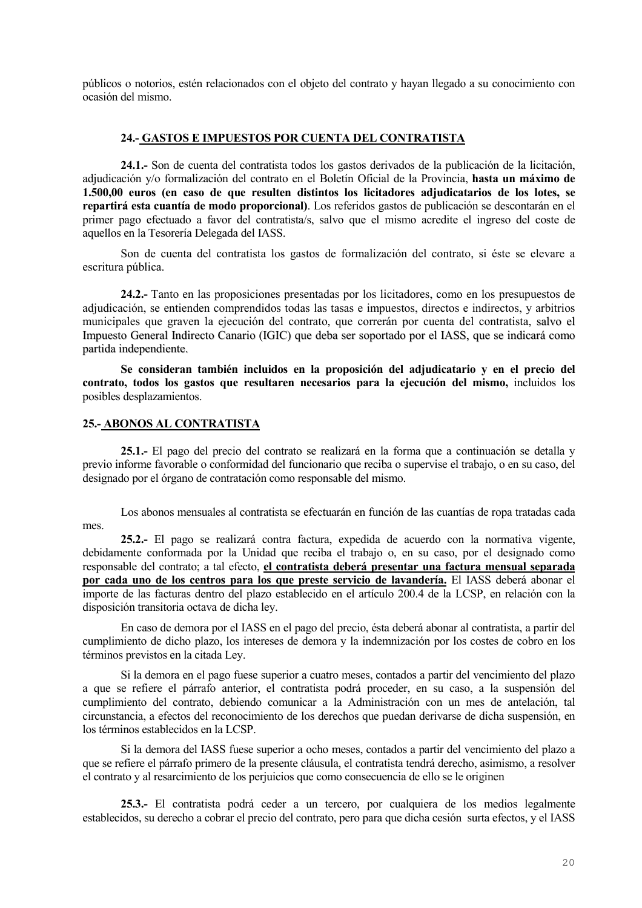públicos o notorios, estén relacionados con el objeto del contrato y hayan llegado a su conocimiento con ocasión del mismo.

### 24.- GASTOS E IMPUESTOS POR CUENTA DEL CONTRATISTA

**24.1.-** Son de cuenta del contratista todos los gastos derivados de la publicación de la licitación, adjudicación y/o formalización del contrato en el Boletín Oficial de la Provincia, **hasta un máximo de 1.500,00 euros (en caso de que resulten distintos los licitadores adjudicatarios de los lotes, se repartirá esta cuantía de modo proporcional)**. Los referidos gastos de publicación se descontarán en el primer pago efectuado a favor del contratista/s, salvo que el mismo acredite el ingreso del coste de aquellos en la Tesorería Delegada del IASS.

Son de cuenta del contratista los gastos de formalización del contrato, si éste se elevare a escritura pública.

**24.2.-** Tanto en las proposiciones presentadas por los licitadores, como en los presupuestos de adjudicación, se entienden comprendidos todas las tasas e impuestos, directos e indirectos, y arbitrios municipales que graven la ejecución del contrato, que correrán por cuenta del contratista, salvo el Impuesto General Indirecto Canario (IGIC) que deba ser soportado por el IASS, que se indicará como partida independiente.

**Se consideran también incluidos en la proposición del adjudicatario y en el precio del contrato, todos los gastos que resultaren necesarios para la ejecución del mismo,** incluidos los posibles desplazamientos.

### 25.- ABONOS AL CONTRATISTA

**25.1.-** El pago del precio del contrato se realizará en la forma que a continuación se detalla y previo informe favorable o conformidad del funcionario que reciba o supervise el trabajo, o en su caso, del designado por el órgano de contratación como responsable del mismo.

Los abonos mensuales al contratista se efectuarán en función de las cuantías de ropa tratadas cada mes.

**25.2.-** El pago se realizará contra factura, expedida de acuerdo con la normativa vigente, debidamente conformada por la Unidad que reciba el trabajo o, en su caso, por el designado como responsable del contrato; a tal efecto, **el contratista deberá presentar una factura mensual separada por cada uno de los centros para los que preste servicio de lavandería.** El IASS deberá abonar el importe de las facturas dentro del plazo establecido en el artículo 200.4 de la LCSP, en relación con la disposición transitoria octava de dicha ley.

En caso de demora por el IASS en el pago del precio, ésta deberá abonar al contratista, a partir del cumplimiento de dicho plazo, los intereses de demora y la indemnización por los costes de cobro en los términos previstos en la citada Ley.

Si la demora en el pago fuese superior a cuatro meses, contados a partir del vencimiento del plazo a que se refiere el párrafo anterior, el contratista podrá proceder, en su caso, a la suspensión del cumplimiento del contrato, debiendo comunicar a la Administración con un mes de antelación, tal circunstancia, a efectos del reconocimiento de los derechos que puedan derivarse de dicha suspensión, en los términos establecidos en la LCSP.

Si la demora del IASS fuese superior a ocho meses, contados a partir del vencimiento del plazo a que se refiere el párrafo primero de la presente cláusula, el contratista tendrá derecho, asimismo, a resolver el contrato y al resarcimiento de los perjuicios que como consecuencia de ello se le originen

**25.3.-** El contratista podrá ceder a un tercero, por cualquiera de los medios legalmente establecidos, su derecho a cobrar el precio del contrato, pero para que dicha cesión surta efectos, y el IASS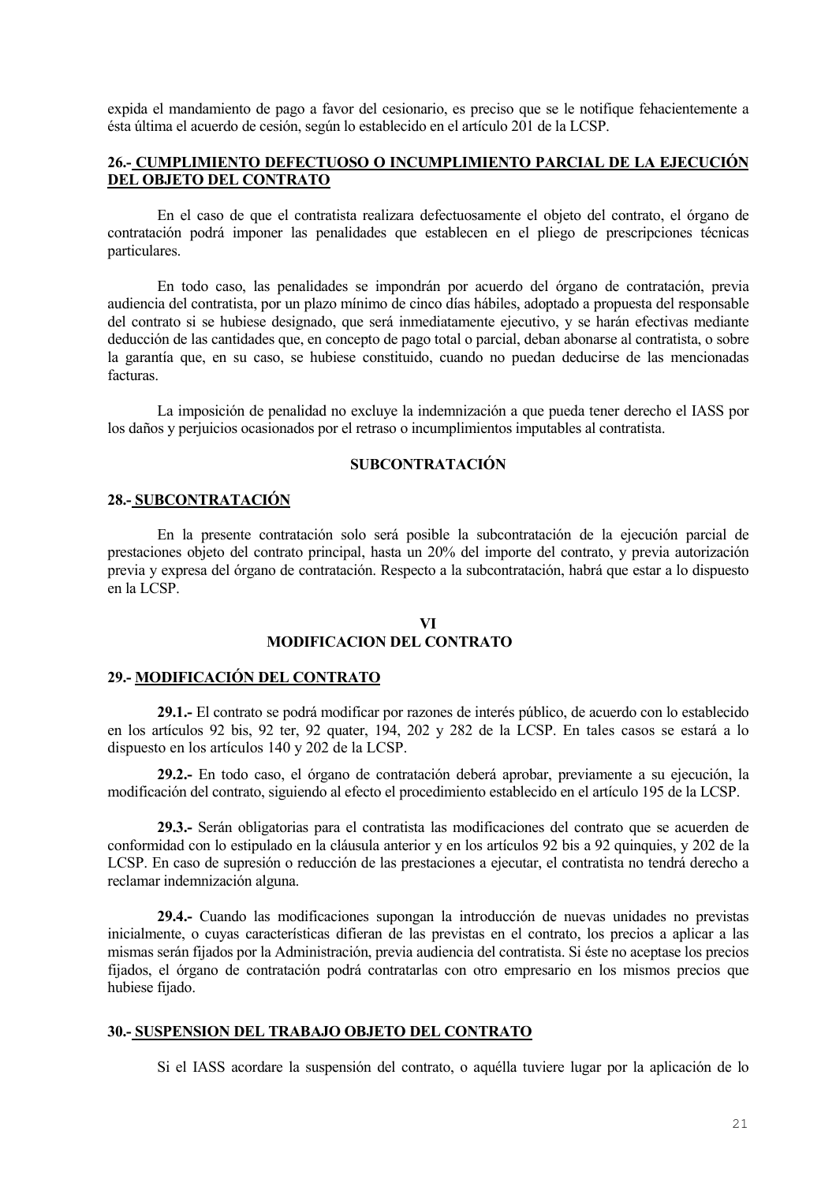expida el mandamiento de pago a favor del cesionario, es preciso que se le notifique fehacientemente a ésta última el acuerdo de cesión, según lo establecido en el artículo 201 de la LCSP.

### 26.- CUMPLIMIENTO DEFECTUOSO O INCUMPLIMIENTO PARCIAL DE LA EJECUCIÓN DEL OBJETO DEL CONTRATO

En el caso de que el contratista realizara defectuosamente el objeto del contrato, el órgano de contratación podrá imponer las penalidades que establecen en el pliego de prescripciones técnicas particulares.

En todo caso, las penalidades se impondrán por acuerdo del órgano de contratación, previa audiencia del contratista, por un plazo mínimo de cinco días hábiles, adoptado a propuesta del responsable del contrato si se hubiese designado, que será inmediatamente ejecutivo, y se harán efectivas mediante deducción de las cantidades que, en concepto de pago total o parcial, deban abonarse al contratista, o sobre la garantía que, en su caso, se hubiese constituido, cuando no puedan deducirse de las mencionadas facturas.

La imposición de penalidad no excluye la indemnización a que pueda tener derecho el IASS por los daños y perjuicios ocasionados por el retraso o incumplimientos imputables al contratista.

## SUBCONTRATACIÓN

### 28.- SUBCONTRATACIÓN

En la presente contratación solo será posible la subcontratación de la ejecución parcial de prestaciones objeto del contrato principal, hasta un 20% del importe del contrato, y previa autorización previa y expresa del órgano de contratación. Respecto a la subcontratación, habrá que estar a lo dispuesto en la LCSP.

## VI
## MODIFICACION DEL CONTRATO

### 29.- MODIFICACIÓN DEL CONTRATO

**29.1.-** El contrato se podrá modificar por razones de interés público, de acuerdo con lo establecido en los artículos 92 bis, 92 ter, 92 quater, 194, 202 y 282 de la LCSP. En tales casos se estará a lo dispuesto en los artículos 140 y 202 de la LCSP.

**29.2.-** En todo caso, el órgano de contratación deberá aprobar, previamente a su ejecución, la modificación del contrato, siguiendo al efecto el procedimiento establecido en el artículo 195 de la LCSP.

**29.3.-** Serán obligatorias para el contratista las modificaciones del contrato que se acuerden de conformidad con lo estipulado en la cláusula anterior y en los artículos 92 bis a 92 quinquies, y 202 de la LCSP. En caso de supresión o reducción de las prestaciones a ejecutar, el contratista no tendrá derecho a reclamar indemnización alguna.

**29.4.-** Cuando las modificaciones supongan la introducción de nuevas unidades no previstas inicialmente, o cuyas características difieran de las previstas en el contrato, los precios a aplicar a las mismas serán fijados por la Administración, previa audiencia del contratista. Si éste no aceptase los precios fijados, el órgano de contratación podrá contratarlas con otro empresario en los mismos precios que hubiese fijado.

### 30.- SUSPENSION DEL TRABAJO OBJETO DEL CONTRATO

Si el IASS acordare la suspensión del contrato, o aquélla tuviere lugar por la aplicación de lo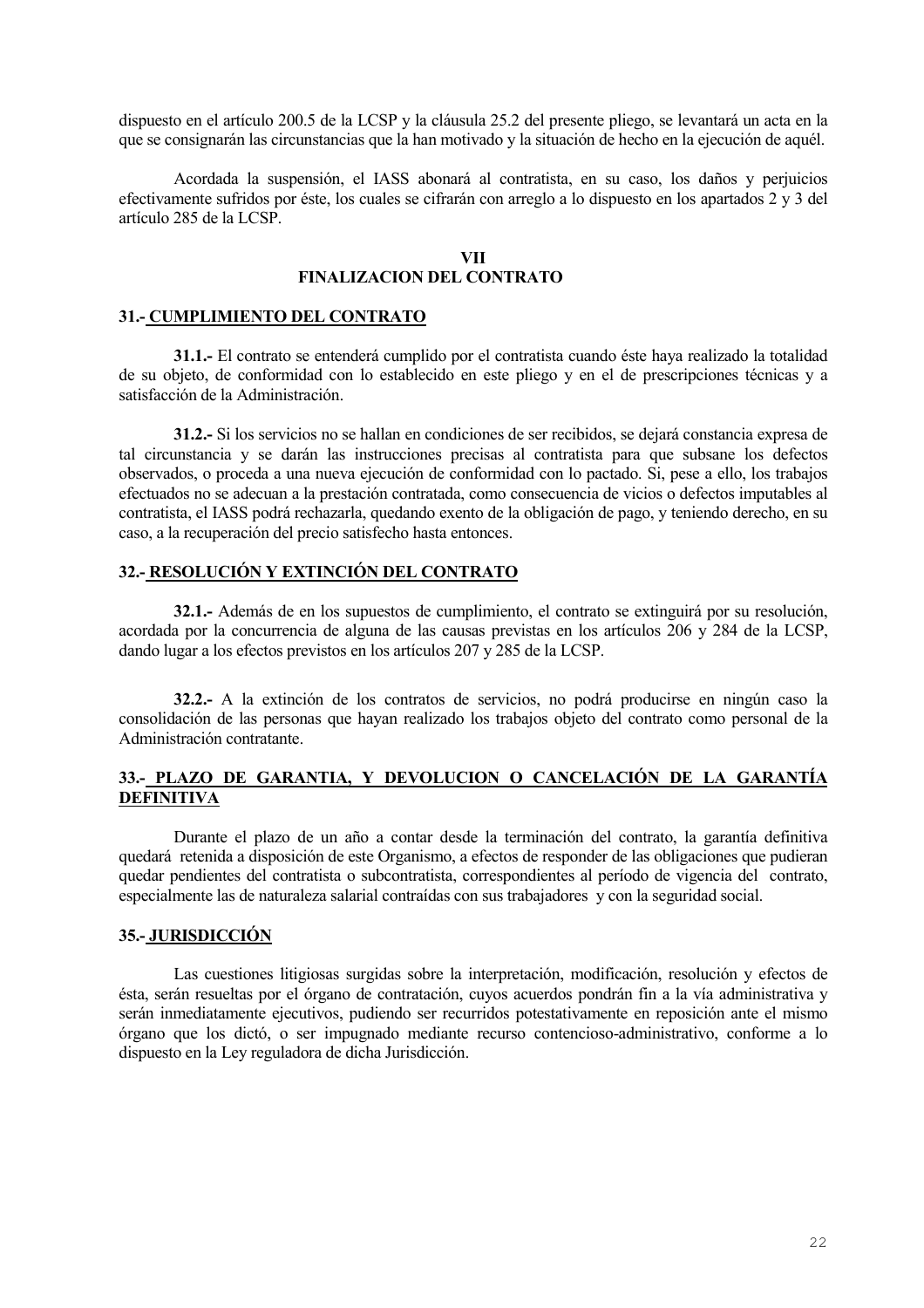dispuesto en el artículo 200.5 de la LCSP y la cláusula 25.2 del presente pliego, se levantará un acta en la que se consignarán las circunstancias que la han motivado y la situación de hecho en la ejecución de aquél.

Acordada la suspensión, el IASS abonará al contratista, en su caso, los daños y perjuicios efectivamente sufridos por éste, los cuales se cifrarán con arreglo a lo dispuesto en los apartados 2 y 3 del artículo 285 de la LCSP.

## VII
## FINALIZACION DEL CONTRATO

### 31.- CUMPLIMIENTO DEL CONTRATO

**31.1.-** El contrato se entenderá cumplido por el contratista cuando éste haya realizado la totalidad de su objeto, de conformidad con lo establecido en este pliego y en el de prescripciones técnicas y a satisfacción de la Administración.

**31.2.-** Si los servicios no se hallan en condiciones de ser recibidos, se dejará constancia expresa de tal circunstancia y se darán las instrucciones precisas al contratista para que subsane los defectos observados, o proceda a una nueva ejecución de conformidad con lo pactado. Si, pese a ello, los trabajos efectuados no se adecuan a la prestación contratada, como consecuencia de vicios o defectos imputables al contratista, el IASS podrá rechazarla, quedando exento de la obligación de pago, y teniendo derecho, en su caso, a la recuperación del precio satisfecho hasta entonces.

### 32.- RESOLUCIÓN Y EXTINCIÓN DEL CONTRATO

**32.1.-** Además de en los supuestos de cumplimiento, el contrato se extinguirá por su resolución, acordada por la concurrencia de alguna de las causas previstas en los artículos 206 y 284 de la LCSP, dando lugar a los efectos previstos en los artículos 207 y 285 de la LCSP.

**32.2.-** A la extinción de los contratos de servicios, no podrá producirse en ningún caso la consolidación de las personas que hayan realizado los trabajos objeto del contrato como personal de la Administración contratante.

### 33.- PLAZO DE GARANTIA, Y DEVOLUCION O CANCELACIÓN DE LA GARANTÍA DEFINITIVA

Durante el plazo de un año a contar desde la terminación del contrato, la garantía definitiva quedará retenida a disposición de este Organismo, a efectos de responder de las obligaciones que pudieran quedar pendientes del contratista o subcontratista, correspondientes al período de vigencia del contrato, especialmente las de naturaleza salarial contraídas con sus trabajadores y con la seguridad social.

### 35.- JURISDICCIÓN

Las cuestiones litigiosas surgidas sobre la interpretación, modificación, resolución y efectos de ésta, serán resueltas por el órgano de contratación, cuyos acuerdos pondrán fin a la vía administrativa y serán inmediatamente ejecutivos, pudiendo ser recurridos potestativamente en reposición ante el mismo órgano que los dictó, o ser impugnado mediante recurso contencioso-administrativo, conforme a lo dispuesto en la Ley reguladora de dicha Jurisdicción.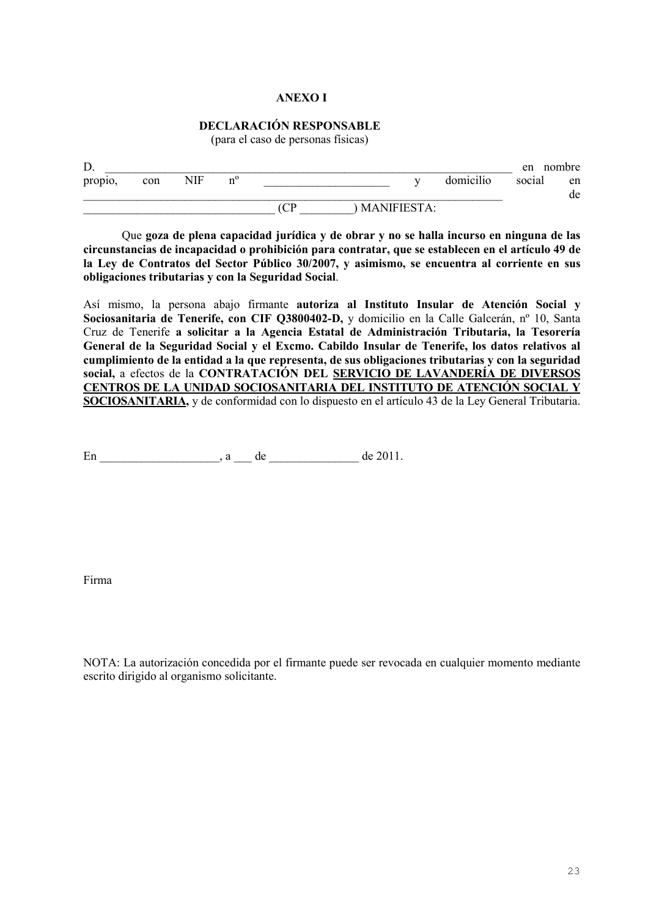**ANEXO I**

**DECLARACIÓN RESPONSABLE**
(para el caso de personas físicas)

D. ___________________________________________________________________ en nombre propio, con NIF nº ____________________ y domicilio social en ______________________________________________________________________ de ________________________________ (CP _________) MANIFIESTA:

Que **goza de plena capacidad jurídica y de obrar y no se halla incurso en ninguna de las circunstancias de incapacidad o prohibición para contratar, que se establecen en el artículo 49 de la Ley de Contratos del Sector Público 30/2007, y asimismo, se encuentra al corriente en sus obligaciones tributarias y con la Seguridad Social**.

Así mismo, la persona abajo firmante **autoriza al Instituto Insular de Atención Social y Sociosanitaria de Tenerife, con CIF Q3800402-D,** y domicilio en la Calle Galcerán, nº 10, Santa Cruz de Tenerife **a solicitar a la Agencia Estatal de Administración Tributaria, la Tesorería General de la Seguridad Social y el Excmo. Cabildo Insular de Tenerife, los datos relativos al cumplimiento de la entidad a la que representa, de sus obligaciones tributarias y con la seguridad social,** a efectos de la **CONTRATACIÓN DEL SERVICIO DE LAVANDERÍA DE DIVERSOS CENTROS DE LA UNIDAD SOCIOSANITARIA DEL INSTITUTO DE ATENCIÓN SOCIAL Y SOCIOSANITARIA,** y de conformidad con lo dispuesto en el artículo 43 de la Ley General Tributaria.

En ___________________, a ___ de ______________ de 2011.

Firma

NOTA: La autorización concedida por el firmante puede ser revocada en cualquier momento mediante escrito dirigido al organismo solicitante.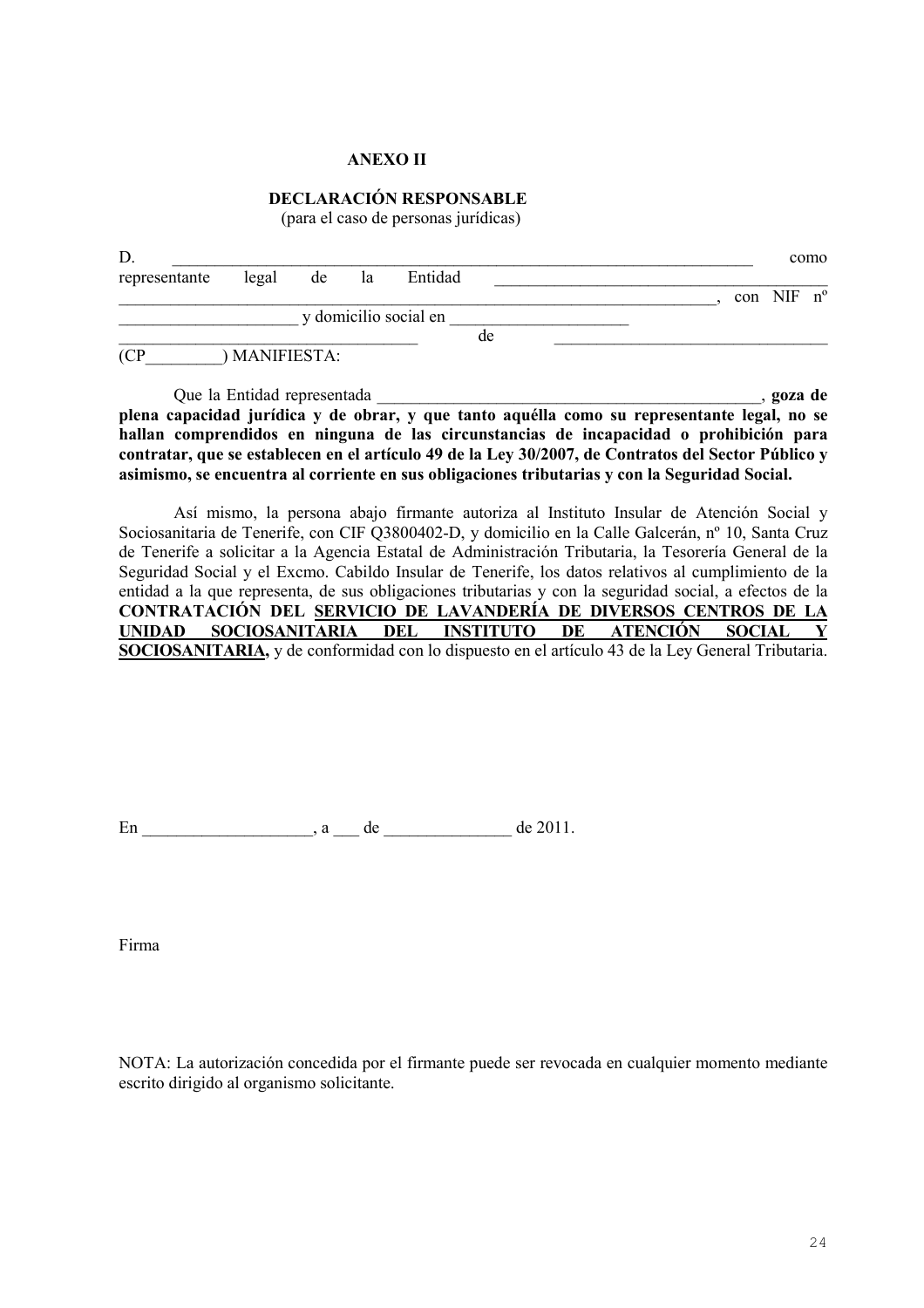**ANEXO II**

**DECLARACIÓN RESPONSABLE**
(para el caso de personas jurídicas)

D. ___________________________________________________________________________ como representante legal de la Entidad _____________________________________________ ________________________________________________________________________________, con NIF nº _____________________ y domicilio social en _____________________ __________________________________ de ________________________________ (CP_________) MANIFIESTA:

Que la Entidad representada _______________________________________________, **goza de plena capacidad jurídica y de obrar, y que tanto aquélla como su representante legal, no se hallan comprendidos en ninguna de las circunstancias de incapacidad o prohibición para contratar, que se establecen en el artículo 49 de la Ley 30/2007, de Contratos del Sector Público y asimismo, se encuentra al corriente en sus obligaciones tributarias y con la Seguridad Social.**

Así mismo, la persona abajo firmante autoriza al Instituto Insular de Atención Social y Sociosanitaria de Tenerife, con CIF Q3800402-D, y domicilio en la Calle Galcerán, nº 10, Santa Cruz de Tenerife a solicitar a la Agencia Estatal de Administración Tributaria, la Tesorería General de la Seguridad Social y el Excmo. Cabildo Insular de Tenerife, los datos relativos al cumplimiento de la entidad a la que representa, de sus obligaciones tributarias y con la seguridad social, a efectos de la **CONTRATACIÓN DEL SERVICIO DE LAVANDERÍA DE DIVERSOS CENTROS DE LA UNIDAD SOCIOSANITARIA DEL INSTITUTO DE ATENCIÓN SOCIAL Y SOCIOSANITARIA,** y de conformidad con lo dispuesto en el artículo 43 de la Ley General Tributaria.

En ____________________, a ___ de _______________ de 2011.

Firma

NOTA: La autorización concedida por el firmante puede ser revocada en cualquier momento mediante escrito dirigido al organismo solicitante.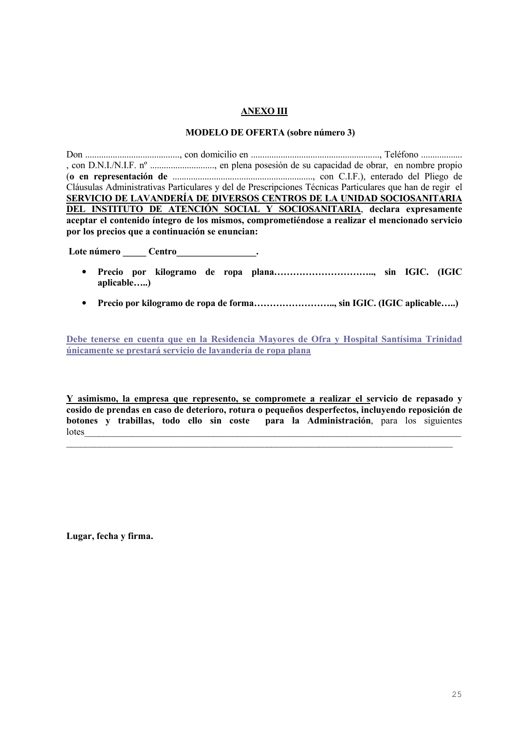**ANEXO III**

**MODELO DE OFERTA (sobre número 3)**

Don ........................................., con domicilio en ......................................................., Teléfono ................. , con D.N.I./N.I.F. nº ..........................., en plena posesión de su capacidad de obrar, en nombre propio (**o en representación de** ............................................................., con C.I.F.), enterado del Pliego de Cláusulas Administrativas Particulares y del de Prescripciones Técnicas Particulares que han de regir el **SERVICIO DE LAVANDERÍA DE DIVERSOS CENTROS DE LA UNIDAD SOCIOSANITARIA DEL INSTITUTO DE ATENCIÓN SOCIAL Y SOCIOSANITARIA**, **declara expresamente aceptar el contenido íntegro de los mismos, comprometiéndose a realizar el mencionado servicio por los precios que a continuación se enuncian:**

**Lote número _____ Centro_________________.**

- **Precio por kilogramo de ropa plana…………………………., sin IGIC. (IGIC aplicable…..)**
- **Precio por kilogramo de ropa de forma…………………….., sin IGIC. (IGIC aplicable…..)**

**Debe tenerse en cuenta que en la Residencia Mayores de Ofra y Hospital Santísima Trinidad únicamente se prestará servicio de lavandería de ropa plana**

**Y asimismo, la empresa que represento, se compromete a realizar el servicio de repasado y cosido de prendas en caso de deterioro, rotura o pequeños desperfectos, incluyendo reposición de botones y trabillas, todo ello sin coste para la Administración**, para los siguientes lotes_____________________________________________________________________________
_____________________________________________________________________________________

**Lugar, fecha y firma.**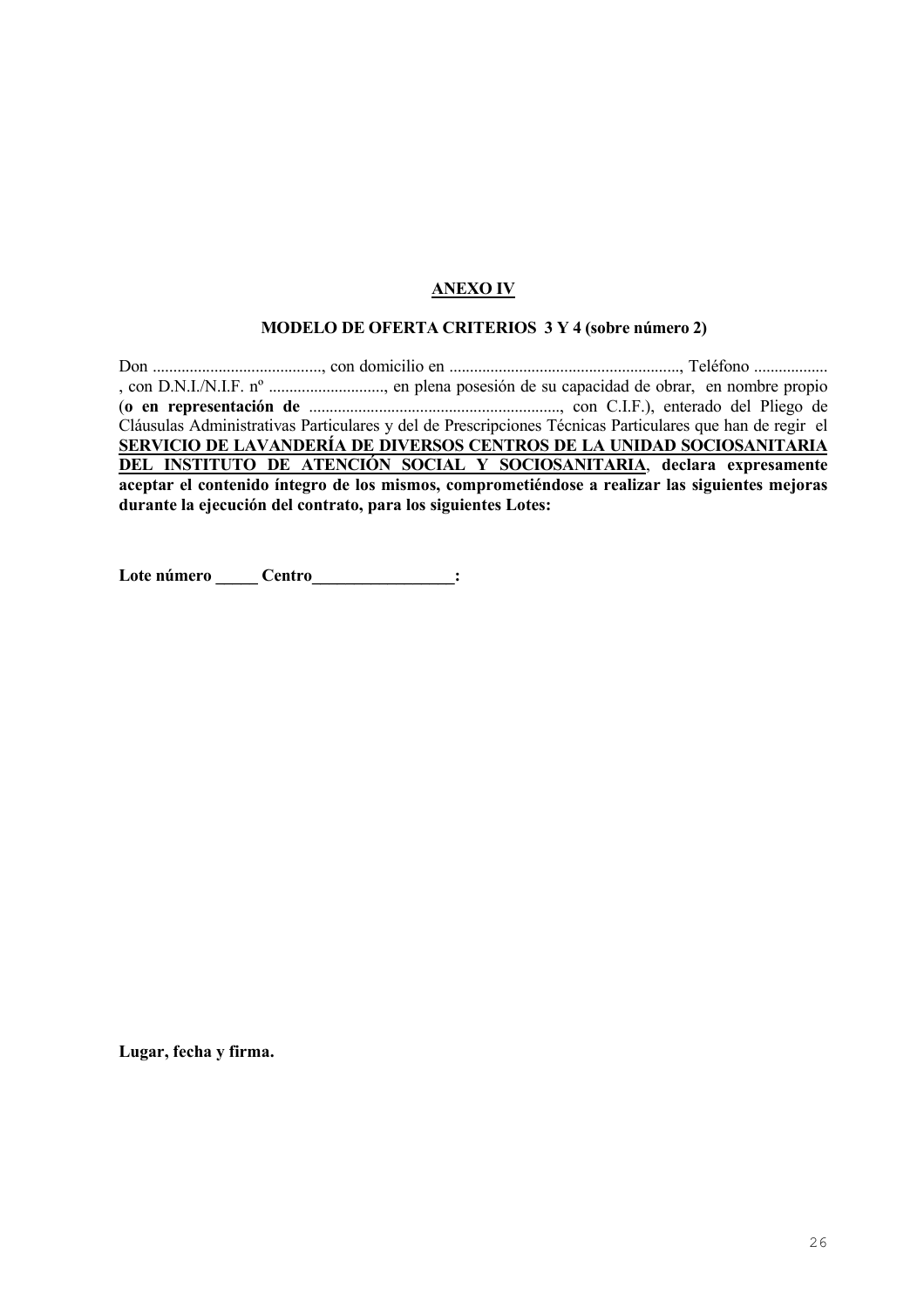**ANEXO IV**

**MODELO DE OFERTA CRITERIOS 3 Y 4 (sobre número 2)**

Don ........................................., con domicilio en ......................................................., Teléfono ................. , con D.N.I./N.I.F. nº ..........................., en plena posesión de su capacidad de obrar, en nombre propio (**o en representación de** ............................................................, con C.I.F.), enterado del Pliego de Cláusulas Administrativas Particulares y del de Prescripciones Técnicas Particulares que han de regir el **SERVICIO DE LAVANDERÍA DE DIVERSOS CENTROS DE LA UNIDAD SOCIOSANITARIA DEL INSTITUTO DE ATENCIÓN SOCIAL Y SOCIOSANITARIA**, **declara expresamente aceptar el contenido íntegro de los mismos, comprometiéndose a realizar las siguientes mejoras durante la ejecución del contrato, para los siguientes Lotes:**

**Lote número _____ Centro_________________:**

**Lugar, fecha y firma.**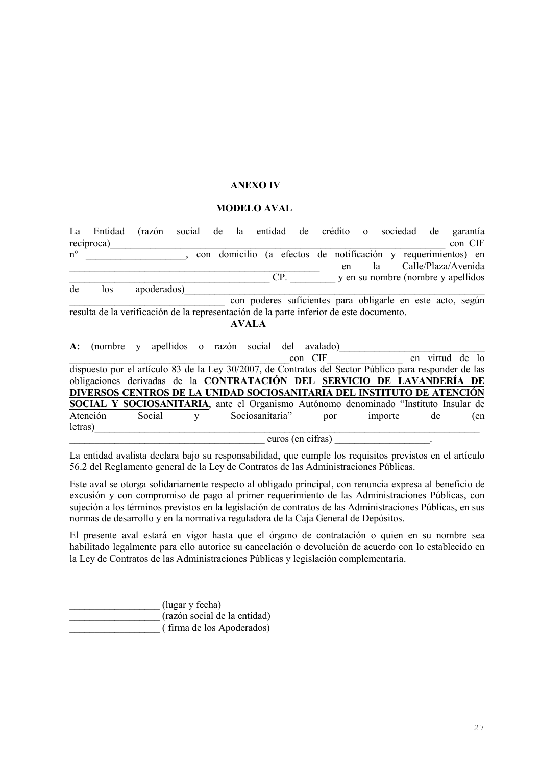**ANEXO IV**

**MODELO AVAL**

La Entidad (razón social de la entidad de crédito o sociedad de garantía recíproca)_______________________________________________________________ con CIF nº ___________________, con domicilio (a efectos de notificación y requerimientos) en _____________________________________________ en la Calle/Plaza/Avenida ____________________________________ CP. _________ y en su nombre (nombre y apellidos de los apoderados)______________________________________________________________ ______________________________ con poderes suficientes para obligarle en este acto, según resulta de la verificación de la representación de la parte inferior de este documento.

**AVALA**

**A:** (nombre y apellidos o razón social del avalado)_____________________________ ________________________________________con CIF_______________ en virtud de lo dispuesto por el artículo 83 de la Ley 30/2007, de Contratos del Sector Público para responder de las obligaciones derivadas de la **CONTRATACIÓN DEL SERVICIO DE LAVANDERÍA DE DIVERSOS CENTROS DE LA UNIDAD SOCIOSANITARIA DEL INSTITUTO DE ATENCIÓN SOCIAL Y SOCIOSANITARIA**, ante el Organismo Autónomo denominado "Instituto Insular de Atención Social y Sociosanitaria" por importe de (en letras)________________________________________________________________________ ____________________________________ euros (en cifras) __________________.

La entidad avalista declara bajo su responsabilidad, que cumple los requisitos previstos en el artículo 56.2 del Reglamento general de la Ley de Contratos de las Administraciones Públicas.

Este aval se otorga solidariamente respecto al obligado principal, con renuncia expresa al beneficio de excusión y con compromiso de pago al primer requerimiento de las Administraciones Públicas, con sujeción a los términos previstos en la legislación de contratos de las Administraciones Públicas, en sus normas de desarrollo y en la normativa reguladora de la Caja General de Depósitos.

El presente aval estará en vigor hasta que el órgano de contratación o quien en su nombre sea habilitado legalmente para ello autorice su cancelación o devolución de acuerdo con lo establecido en la Ley de Contratos de las Administraciones Públicas y legislación complementaria.

__________________ (lugar y fecha)
__________________ (razón social de la entidad)
__________________ ( firma de los Apoderados)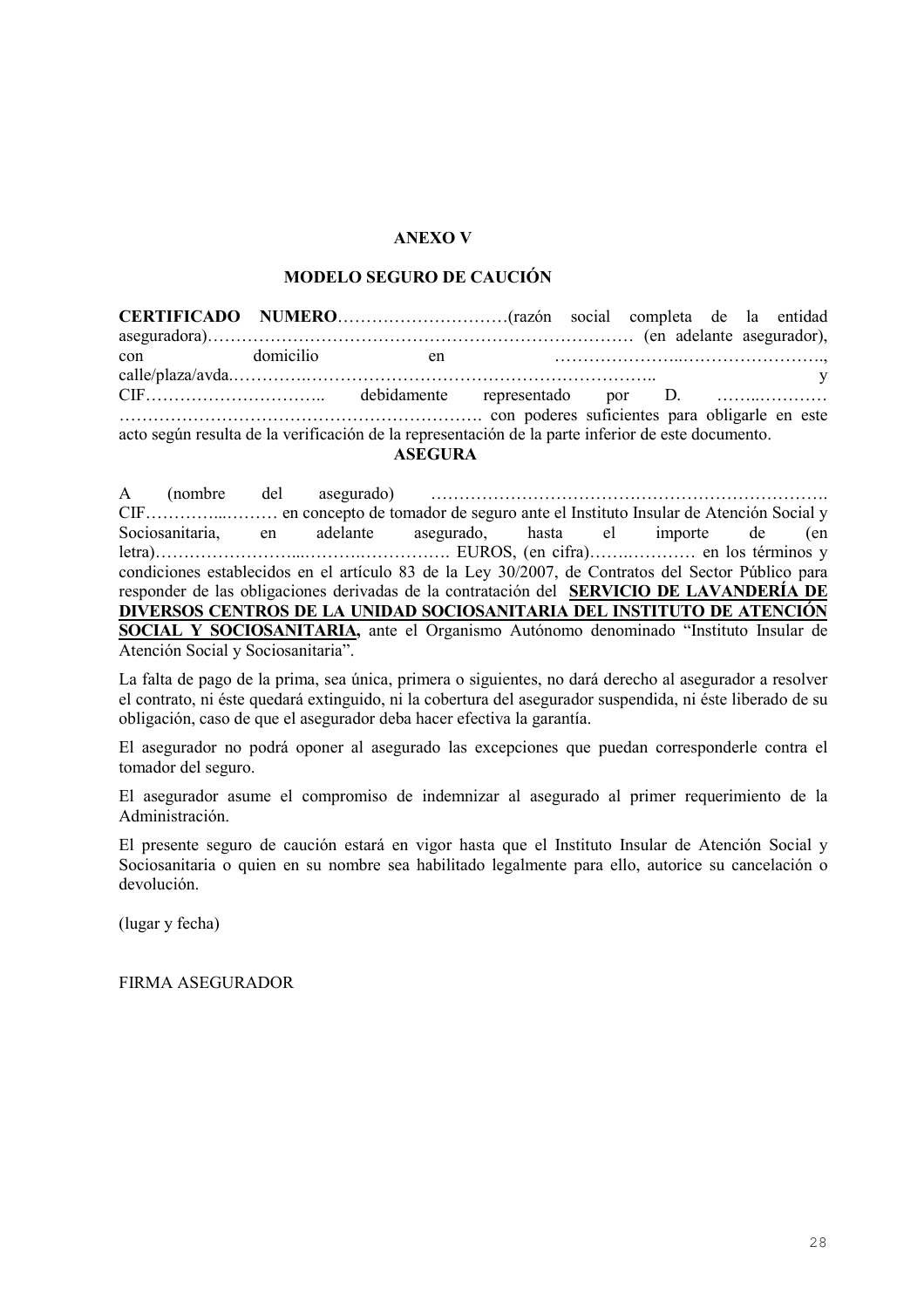**ANEXO V**

**MODELO SEGURO DE CAUCIÓN**

**CERTIFICADO NUMERO**………………………….(razón social completa de la entidad aseguradora)………………………………………………………………… (en adelante asegurador), con domicilio en …………………..…………………….., calle/plaza/avda.………….………………………………………………….. y CIF………………………….. debidamente representado por D. ……..………… ………………………………………………………. con poderes suficientes para obligarle en este acto según resulta de la verificación de la representación de la parte inferior de este documento.

**ASEGURA**

A (nombre del asegurado) ……………………………………………………………. CIF…………...……… en concepto de tomador de seguro ante el Instituto Insular de Atención Social y Sociosanitaria, en adelante asegurado, hasta el importe de (en letra)……………………...……….……………. EUROS, (en cifra)…….………… en los términos y condiciones establecidos en el artículo 83 de la Ley 30/2007, de Contratos del Sector Público para responder de las obligaciones derivadas de la contratación del **SERVICIO DE LAVANDERÍA DE DIVERSOS CENTROS DE LA UNIDAD SOCIOSANITARIA DEL INSTITUTO DE ATENCIÓN SOCIAL Y SOCIOSANITARIA,** ante el Organismo Autónomo denominado "Instituto Insular de Atención Social y Sociosanitaria".

La falta de pago de la prima, sea única, primera o siguientes, no dará derecho al asegurador a resolver el contrato, ni éste quedará extinguido, ni la cobertura del asegurador suspendida, ni éste liberado de su obligación, caso de que el asegurador deba hacer efectiva la garantía.

El asegurador no podrá oponer al asegurado las excepciones que puedan corresponderle contra el tomador del seguro.

El asegurador asume el compromiso de indemnizar al asegurado al primer requerimiento de la Administración.

El presente seguro de caución estará en vigor hasta que el Instituto Insular de Atención Social y Sociosanitaria o quien en su nombre sea habilitado legalmente para ello, autorice su cancelación o devolución.

(lugar y fecha)

FIRMA ASEGURADOR